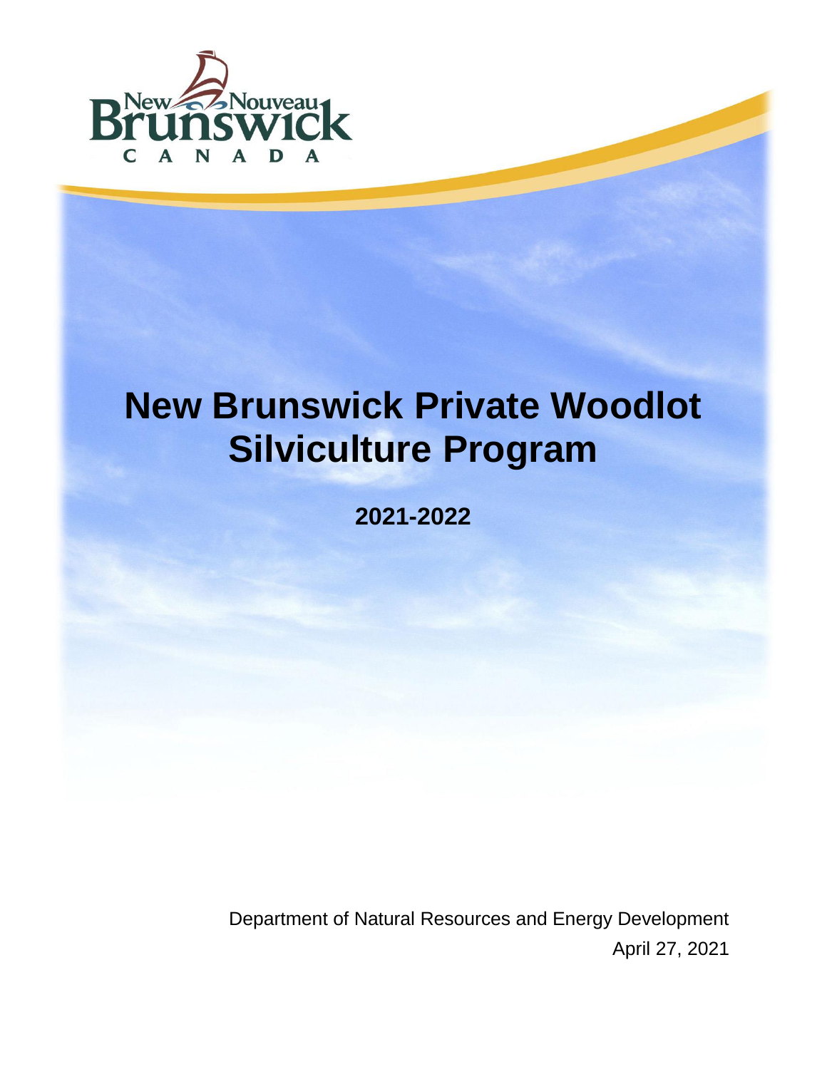# New Brunswick Private Woodlot Silviculture Program

**2021-2022**

Department of Natural Resources and Energy Development

April 27, 2021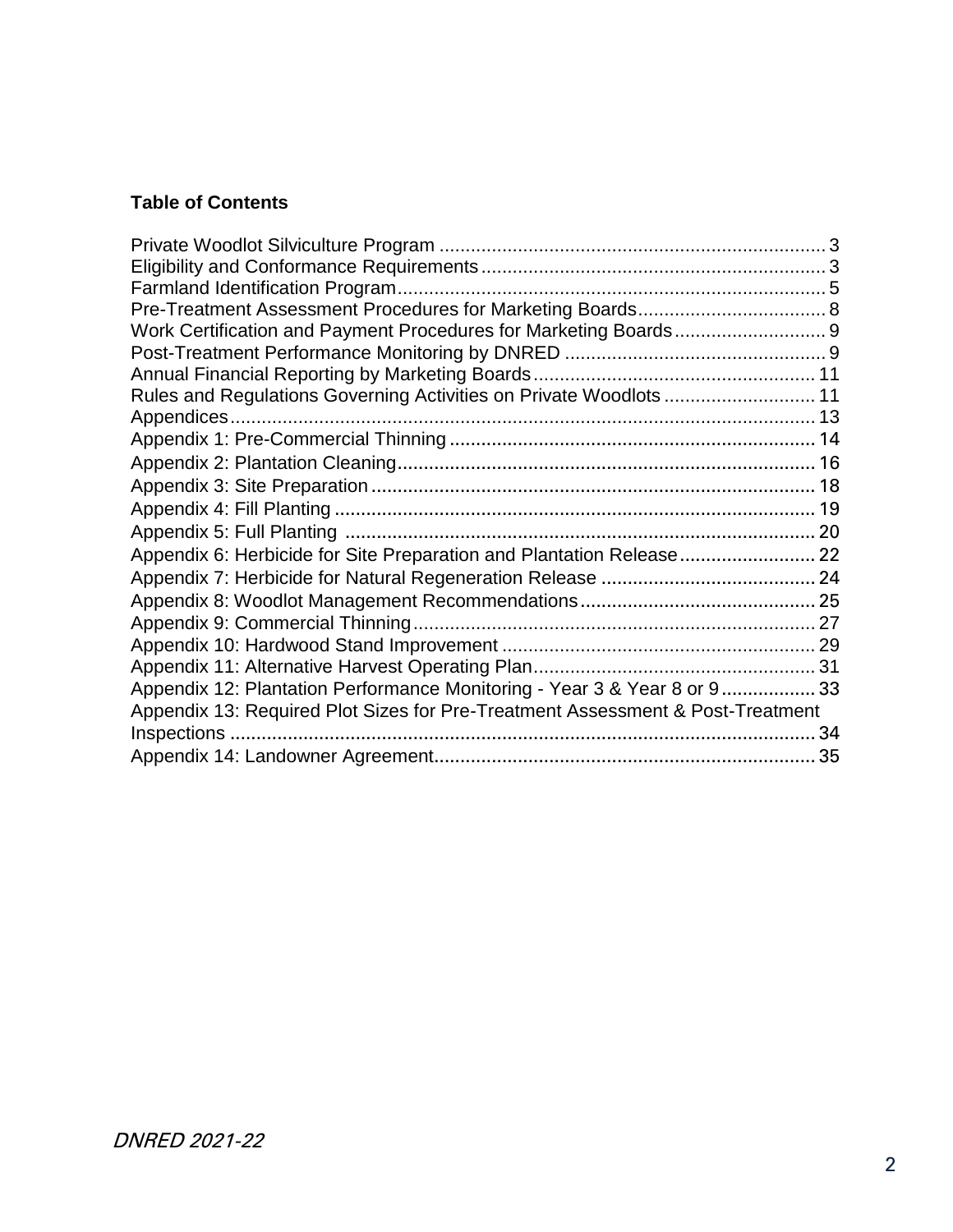**Table of Contents**

Private Woodlot Silviculture Program .......................................................................... 3
Eligibility and Conformance Requirements .................................................................. 3
Farmland Identification Program.................................................................................. 5
Pre-Treatment Assessment Procedures for Marketing Boards.................................... 8
Work Certification and Payment Procedures for Marketing Boards............................. 9
Post-Treatment Performance Monitoring by DNRED .................................................. 9
Annual Financial Reporting by Marketing Boards...................................................... 11
Rules and Regulations Governing Activities on Private Woodlots ............................. 11
Appendices................................................................................................................ 13
Appendix 1: Pre-Commercial Thinning ...................................................................... 14
Appendix 2: Plantation Cleaning................................................................................ 16
Appendix 3: Site Preparation ..................................................................................... 18
Appendix 4: Fill Planting ............................................................................................ 19
Appendix 5: Full Planting ........................................................................................... 20
Appendix 6: Herbicide for Site Preparation and Plantation Release.......................... 22
Appendix 7: Herbicide for Natural Regeneration Release ......................................... 24
Appendix 8: Woodlot Management Recommendations............................................. 25
Appendix 9: Commercial Thinning............................................................................. 27
Appendix 10: Hardwood Stand Improvement ............................................................ 29
Appendix 11: Alternative Harvest Operating Plan...................................................... 31
Appendix 12: Plantation Performance Monitoring - Year 3 & Year 8 or 9 .................. 33
Appendix 13: Required Plot Sizes for Pre-Treatment Assessment & Post-Treatment Inspections ................................................................................................................ 34
Appendix 14: Landowner Agreement......................................................................... 35

*DNRED 2021-22*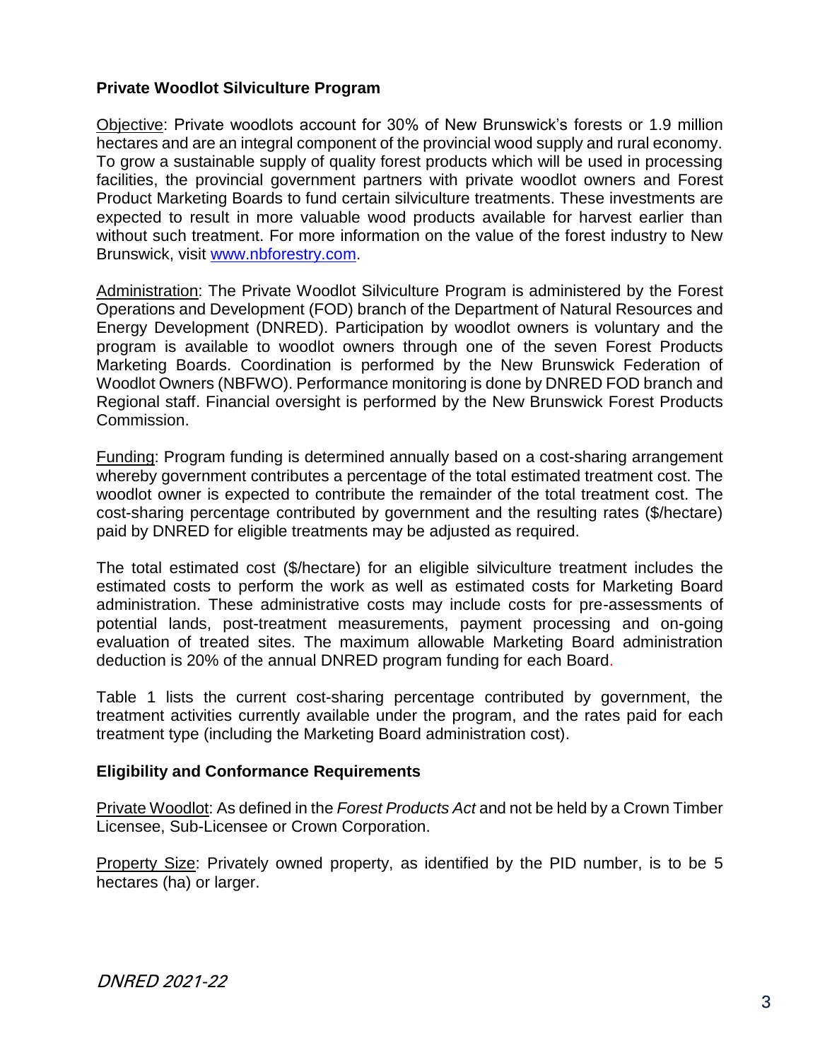## Private Woodlot Silviculture Program

Objective: Private woodlots account for 30% of New Brunswick's forests or 1.9 million hectares and are an integral component of the provincial wood supply and rural economy. To grow a sustainable supply of quality forest products which will be used in processing facilities, the provincial government partners with private woodlot owners and Forest Product Marketing Boards to fund certain silviculture treatments. These investments are expected to result in more valuable wood products available for harvest earlier than without such treatment. For more information on the value of the forest industry to New Brunswick, visit [www.nbforestry.com](http://www.nbforestry.com).

Administration: The Private Woodlot Silviculture Program is administered by the Forest Operations and Development (FOD) branch of the Department of Natural Resources and Energy Development (DNRED). Participation by woodlot owners is voluntary and the program is available to woodlot owners through one of the seven Forest Products Marketing Boards. Coordination is performed by the New Brunswick Federation of Woodlot Owners (NBFWO). Performance monitoring is done by DNRED FOD branch and Regional staff. Financial oversight is performed by the New Brunswick Forest Products Commission.

Funding: Program funding is determined annually based on a cost-sharing arrangement whereby government contributes a percentage of the total estimated treatment cost. The woodlot owner is expected to contribute the remainder of the total treatment cost. The cost-sharing percentage contributed by government and the resulting rates ($/hectare) paid by DNRED for eligible treatments may be adjusted as required.

The total estimated cost ($/hectare) for an eligible silviculture treatment includes the estimated costs to perform the work as well as estimated costs for Marketing Board administration. These administrative costs may include costs for pre-assessments of potential lands, post-treatment measurements, payment processing and on-going evaluation of treated sites. The maximum allowable Marketing Board administration deduction is 20% of the annual DNRED program funding for each Board.

Table 1 lists the current cost-sharing percentage contributed by government, the treatment activities currently available under the program, and the rates paid for each treatment type (including the Marketing Board administration cost).

## Eligibility and Conformance Requirements

Private Woodlot: As defined in the *Forest Products Act* and not be held by a Crown Timber Licensee, Sub-Licensee or Crown Corporation.

Property Size: Privately owned property, as identified by the PID number, is to be 5 hectares (ha) or larger.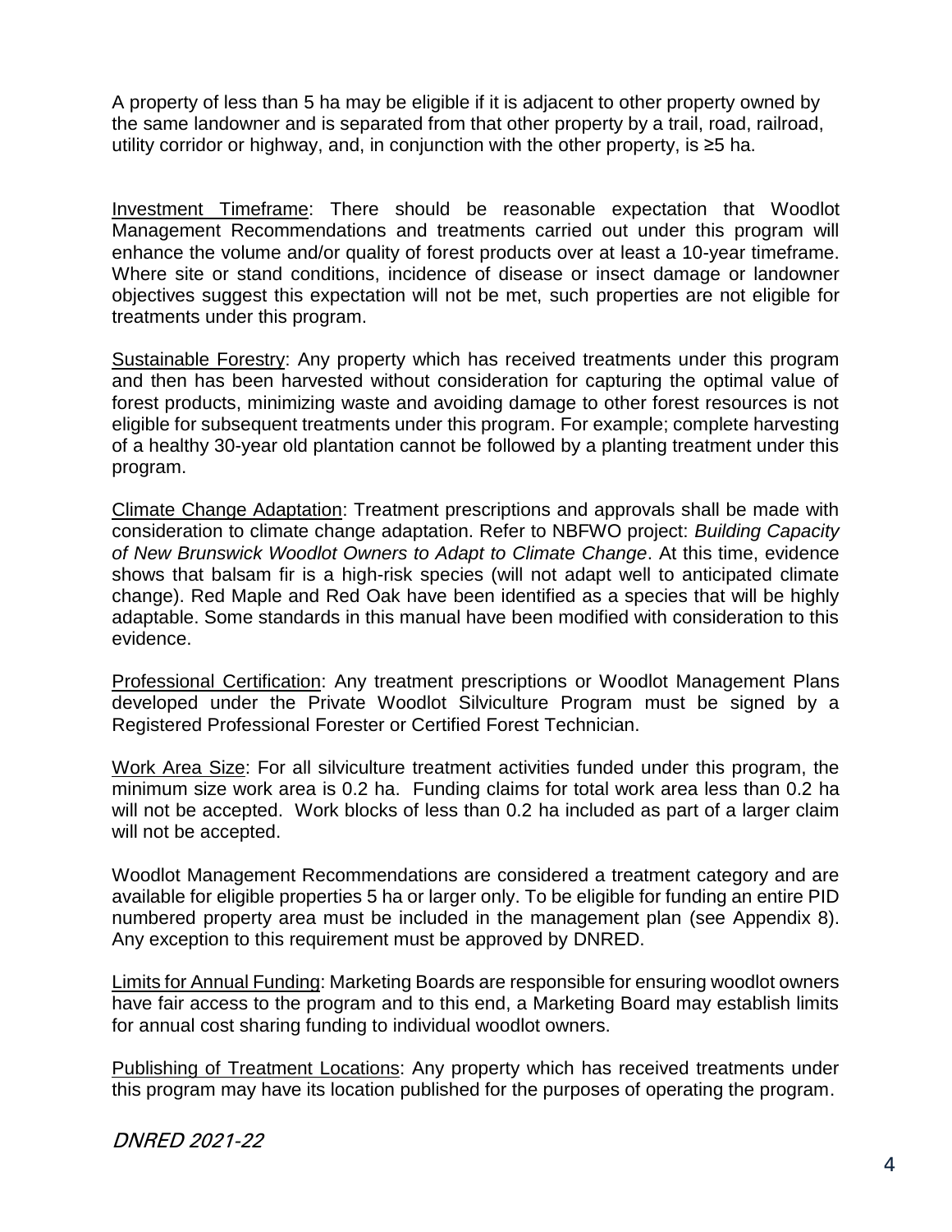A property of less than 5 ha may be eligible if it is adjacent to other property owned by the same landowner and is separated from that other property by a trail, road, railroad, utility corridor or highway, and, in conjunction with the other property, is ≥5 ha.

<u>Investment Timeframe</u>: There should be reasonable expectation that Woodlot Management Recommendations and treatments carried out under this program will enhance the volume and/or quality of forest products over at least a 10-year timeframe. Where site or stand conditions, incidence of disease or insect damage or landowner objectives suggest this expectation will not be met, such properties are not eligible for treatments under this program.

<u>Sustainable Forestry</u>: Any property which has received treatments under this program and then has been harvested without consideration for capturing the optimal value of forest products, minimizing waste and avoiding damage to other forest resources is not eligible for subsequent treatments under this program. For example; complete harvesting of a healthy 30-year old plantation cannot be followed by a planting treatment under this program.

<u>Climate Change Adaptation</u>: Treatment prescriptions and approvals shall be made with consideration to climate change adaptation. Refer to NBFWO project: *Building Capacity of New Brunswick Woodlot Owners to Adapt to Climate Change*. At this time, evidence shows that balsam fir is a high-risk species (will not adapt well to anticipated climate change). Red Maple and Red Oak have been identified as a species that will be highly adaptable. Some standards in this manual have been modified with consideration to this evidence.

<u>Professional Certification</u>: Any treatment prescriptions or Woodlot Management Plans developed under the Private Woodlot Silviculture Program must be signed by a Registered Professional Forester or Certified Forest Technician.

<u>Work Area Size</u>: For all silviculture treatment activities funded under this program, the minimum size work area is 0.2 ha. Funding claims for total work area less than 0.2 ha will not be accepted. Work blocks of less than 0.2 ha included as part of a larger claim will not be accepted.

Woodlot Management Recommendations are considered a treatment category and are available for eligible properties 5 ha or larger only. To be eligible for funding an entire PID numbered property area must be included in the management plan (see Appendix 8). Any exception to this requirement must be approved by DNRED.

<u>Limits for Annual Funding</u>: Marketing Boards are responsible for ensuring woodlot owners have fair access to the program and to this end, a Marketing Board may establish limits for annual cost sharing funding to individual woodlot owners.

<u>Publishing of Treatment Locations</u>: Any property which has received treatments under this program may have its location published for the purposes of operating the program.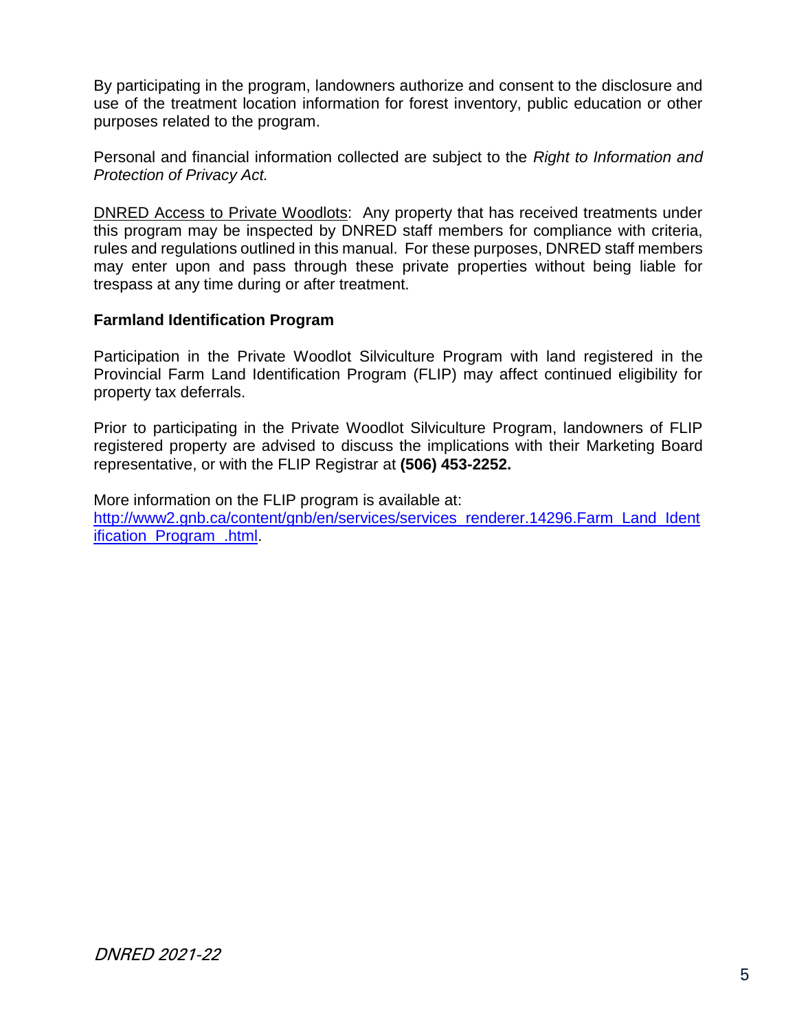By participating in the program, landowners authorize and consent to the disclosure and use of the treatment location information for forest inventory, public education or other purposes related to the program.

Personal and financial information collected are subject to the *Right to Information and Protection of Privacy Act.*

DNRED Access to Private Woodlots: Any property that has received treatments under this program may be inspected by DNRED staff members for compliance with criteria, rules and regulations outlined in this manual. For these purposes, DNRED staff members may enter upon and pass through these private properties without being liable for trespass at any time during or after treatment.

**Farmland Identification Program**

Participation in the Private Woodlot Silviculture Program with land registered in the Provincial Farm Land Identification Program (FLIP) may affect continued eligibility for property tax deferrals.

Prior to participating in the Private Woodlot Silviculture Program, landowners of FLIP registered property are advised to discuss the implications with their Marketing Board representative, or with the FLIP Registrar at **(506) 453-2252.**

More information on the FLIP program is available at:
http://www2.gnb.ca/content/gnb/en/services/services_renderer.14296.Farm_Land_Identification_Program_.html.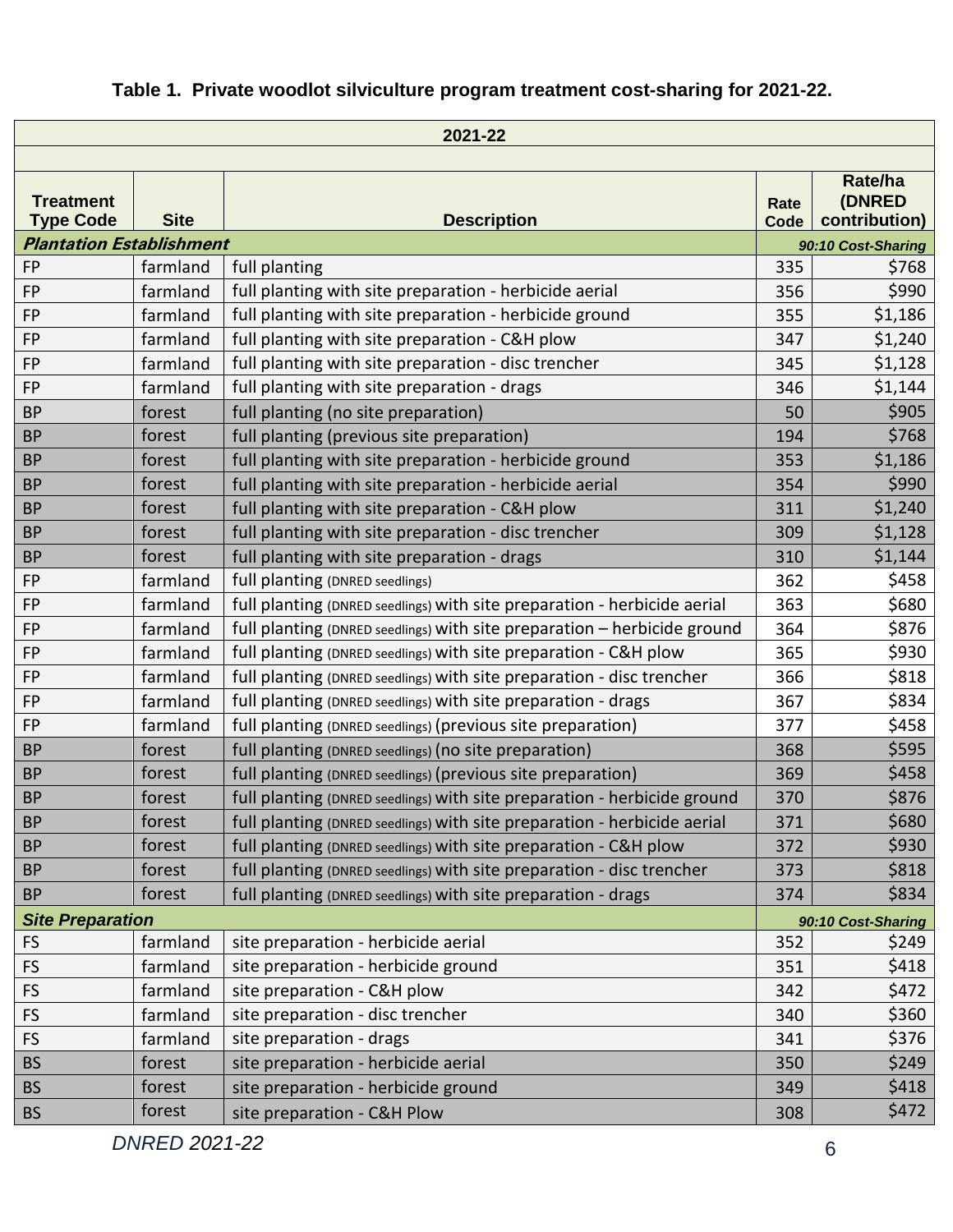**Table 1. Private woodlot silviculture program treatment cost-sharing for 2021-22.**

| 2021-22 | | | | |
|---|---|---|---|---|
| **Treatment Type Code** | **Site** | **Description** | **Rate Code** | **Rate/ha (DNRED contribution)** |
| ***Plantation Establishment*** | | | | ***90:10 Cost-Sharing*** |
| FP | farmland | full planting | 335 | $768 |
| FP | farmland | full planting with site preparation - herbicide aerial | 356 | $990 |
| FP | farmland | full planting with site preparation - herbicide ground | 355 | $1,186 |
| FP | farmland | full planting with site preparation - C&H plow | 347 | $1,240 |
| FP | farmland | full planting with site preparation - disc trencher | 345 | $1,128 |
| FP | farmland | full planting with site preparation - drags | 346 | $1,144 |
| BP | forest | full planting (no site preparation) | 50 | $905 |
| BP | forest | full planting (previous site preparation) | 194 | $768 |
| BP | forest | full planting with site preparation - herbicide ground | 353 | $1,186 |
| BP | forest | full planting with site preparation - herbicide aerial | 354 | $990 |
| BP | forest | full planting with site preparation - C&H plow | 311 | $1,240 |
| BP | forest | full planting with site preparation - disc trencher | 309 | $1,128 |
| BP | forest | full planting with site preparation - drags | 310 | $1,144 |
| FP | farmland | full planting (DNRED seedlings) | 362 | $458 |
| FP | farmland | full planting (DNRED seedlings) with site preparation - herbicide aerial | 363 | $680 |
| FP | farmland | full planting (DNRED seedlings) with site preparation – herbicide ground | 364 | $876 |
| FP | farmland | full planting (DNRED seedlings) with site preparation - C&H plow | 365 | $930 |
| FP | farmland | full planting (DNRED seedlings) with site preparation - disc trencher | 366 | $818 |
| FP | farmland | full planting (DNRED seedlings) with site preparation - drags | 367 | $834 |
| FP | farmland | full planting (DNRED seedlings) (previous site preparation) | 377 | $458 |
| BP | forest | full planting (DNRED seedlings) (no site preparation) | 368 | $595 |
| BP | forest | full planting (DNRED seedlings) (previous site preparation) | 369 | $458 |
| BP | forest | full planting (DNRED seedlings) with site preparation - herbicide ground | 370 | $876 |
| BP | forest | full planting (DNRED seedlings) with site preparation - herbicide aerial | 371 | $680 |
| BP | forest | full planting (DNRED seedlings) with site preparation - C&H plow | 372 | $930 |
| BP | forest | full planting (DNRED seedlings) with site preparation - disc trencher | 373 | $818 |
| BP | forest | full planting (DNRED seedlings) with site preparation - drags | 374 | $834 |
| ***Site Preparation*** | | | | ***90:10 Cost-Sharing*** |
| FS | farmland | site preparation - herbicide aerial | 352 | $249 |
| FS | farmland | site preparation - herbicide ground | 351 | $418 |
| FS | farmland | site preparation - C&H plow | 342 | $472 |
| FS | farmland | site preparation - disc trencher | 340 | $360 |
| FS | farmland | site preparation - drags | 341 | $376 |
| BS | forest | site preparation - herbicide aerial | 350 | $249 |
| BS | forest | site preparation - herbicide ground | 349 | $418 |
| BS | forest | site preparation - C&H Plow | 308 | $472 |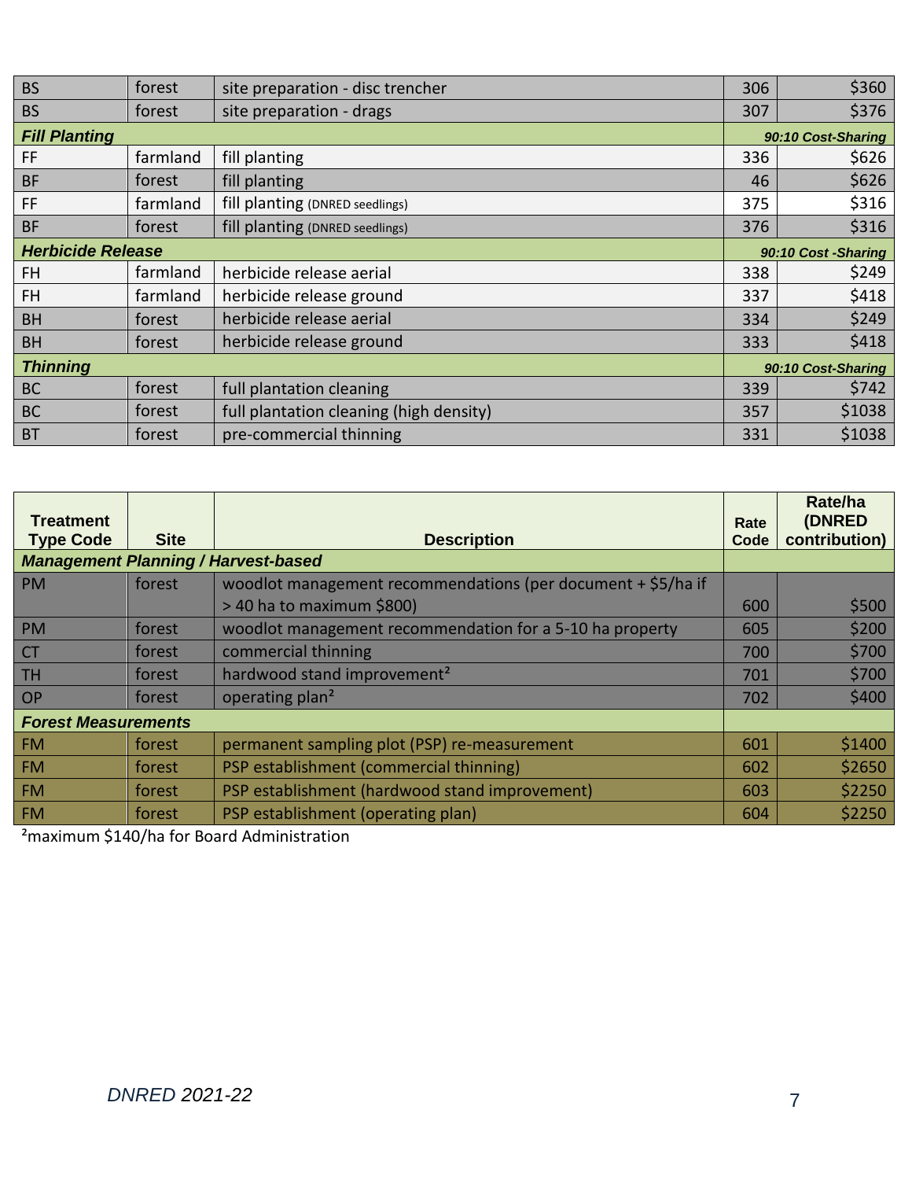| | | | | |
|---|---|---|---|---|
| BS | forest | site preparation - disc trencher | 306 | $360 |
| BS | forest | site preparation - drags | 307 | $376 |
| ***Fill Planting*** | | | | ***90:10 Cost-Sharing*** |
| FF | farmland | fill planting | 336 | $626 |
| BF | forest | fill planting | 46 | $626 |
| FF | farmland | fill planting (DNRED seedlings) | 375 | $316 |
| BF | forest | fill planting (DNRED seedlings) | 376 | $316 |
| ***Herbicide Release*** | | | | ***90:10 Cost -Sharing*** |
| FH | farmland | herbicide release aerial | 338 | $249 |
| FH | farmland | herbicide release ground | 337 | $418 |
| BH | forest | herbicide release aerial | 334 | $249 |
| BH | forest | herbicide release ground | 333 | $418 |
| ***Thinning*** | | | | ***90:10 Cost-Sharing*** |
| BC | forest | full plantation cleaning | 339 | $742 |
| BC | forest | full plantation cleaning (high density) | 357 | $1038 |
| BT | forest | pre-commercial thinning | 331 | $1038 |

| Treatment Type Code | Site | Description | Rate Code | Rate/ha (DNRED contribution) |
|---|---|---|---|---|
| ***Management Planning / Harvest-based*** | | | | |
| PM | forest | woodlot management recommendations (per document + $5/ha if > 40 ha to maximum $800) | 600 | $500 |
| PM | forest | woodlot management recommendation for a 5-10 ha property | 605 | $200 |
| CT | forest | commercial thinning | 700 | $700 |
| TH | forest | hardwood stand improvement[2] | 701 | $700 |
| OP | forest | operating plan[2] | 702 | $400 |
| ***Forest Measurements*** | | | | |
| FM | forest | permanent sampling plot (PSP) re-measurement | 601 | $1400 |
| FM | forest | PSP establishment (commercial thinning) | 602 | $2650 |
| FM | forest | PSP establishment (hardwood stand improvement) | 603 | $2250 |
| FM | forest | PSP establishment (operating plan) | 604 | $2250 |

[2]maximum $140/ha for Board Administration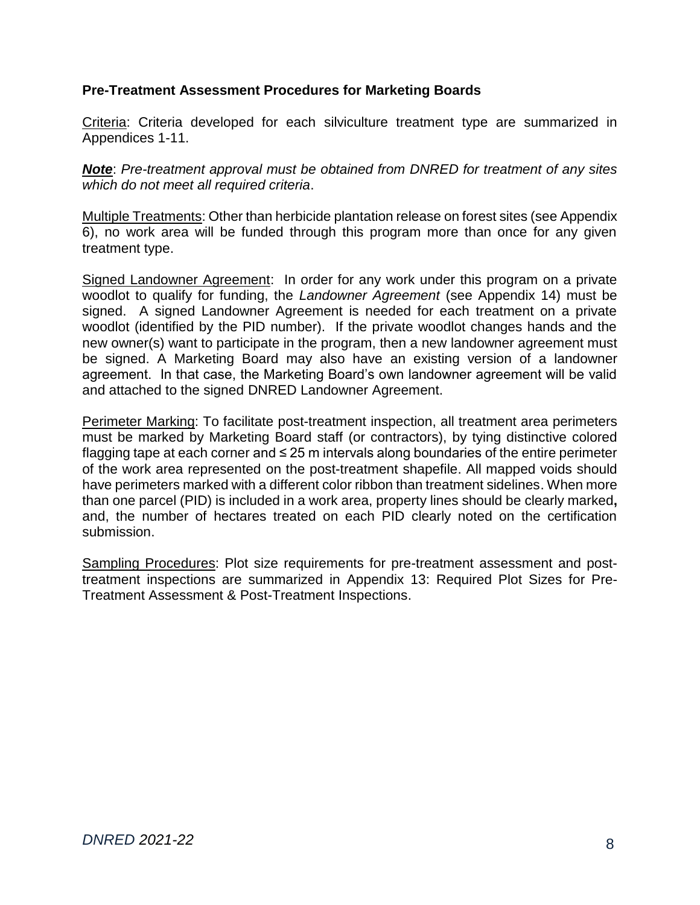**Pre-Treatment Assessment Procedures for Marketing Boards**

Criteria: Criteria developed for each silviculture treatment type are summarized in Appendices 1-11.

***Note***: *Pre-treatment approval must be obtained from DNRED for treatment of any sites which do not meet all required criteria*.

Multiple Treatments: Other than herbicide plantation release on forest sites (see Appendix 6), no work area will be funded through this program more than once for any given treatment type.

Signed Landowner Agreement: In order for any work under this program on a private woodlot to qualify for funding, the *Landowner Agreement* (see Appendix 14) must be signed. A signed Landowner Agreement is needed for each treatment on a private woodlot (identified by the PID number). If the private woodlot changes hands and the new owner(s) want to participate in the program, then a new landowner agreement must be signed. A Marketing Board may also have an existing version of a landowner agreement. In that case, the Marketing Board's own landowner agreement will be valid and attached to the signed DNRED Landowner Agreement.

Perimeter Marking: To facilitate post-treatment inspection, all treatment area perimeters must be marked by Marketing Board staff (or contractors), by tying distinctive colored flagging tape at each corner and ≤ 25 m intervals along boundaries of the entire perimeter of the work area represented on the post-treatment shapefile. All mapped voids should have perimeters marked with a different color ribbon than treatment sidelines. When more than one parcel (PID) is included in a work area, property lines should be clearly marked**,** and, the number of hectares treated on each PID clearly noted on the certification submission.

Sampling Procedures: Plot size requirements for pre-treatment assessment and post-treatment inspections are summarized in Appendix 13: Required Plot Sizes for Pre-Treatment Assessment & Post-Treatment Inspections.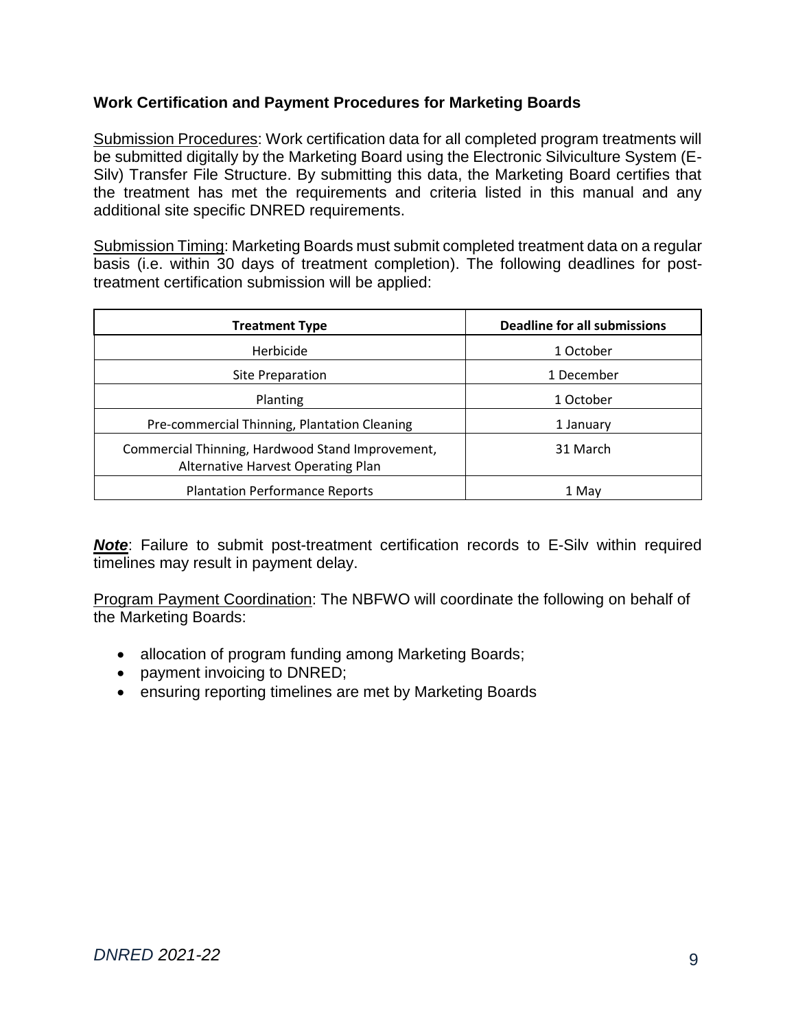### Work Certification and Payment Procedures for Marketing Boards

Submission Procedures: Work certification data for all completed program treatments will be submitted digitally by the Marketing Board using the Electronic Silviculture System (E-Silv) Transfer File Structure. By submitting this data, the Marketing Board certifies that the treatment has met the requirements and criteria listed in this manual and any additional site specific DNRED requirements.

Submission Timing: Marketing Boards must submit completed treatment data on a regular basis (i.e. within 30 days of treatment completion). The following deadlines for post-treatment certification submission will be applied:

| Treatment Type | Deadline for all submissions |
|---|---|
| Herbicide | 1 October |
| Site Preparation | 1 December |
| Planting | 1 October |
| Pre-commercial Thinning, Plantation Cleaning | 1 January |
| Commercial Thinning, Hardwood Stand Improvement, Alternative Harvest Operating Plan | 31 March |
| Plantation Performance Reports | 1 May |

***Note***: Failure to submit post-treatment certification records to E-Silv within required timelines may result in payment delay.

Program Payment Coordination: The NBFWO will coordinate the following on behalf of the Marketing Boards:

- allocation of program funding among Marketing Boards;
- payment invoicing to DNRED;
- ensuring reporting timelines are met by Marketing Boards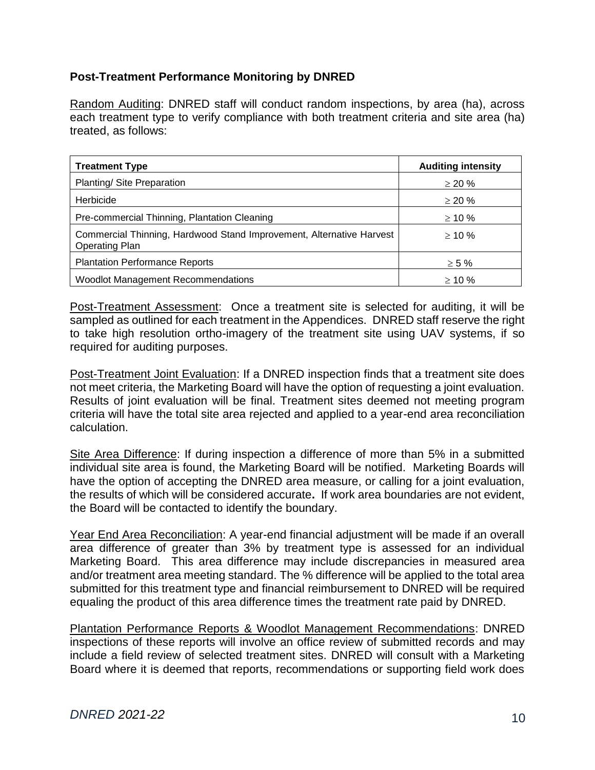### Post-Treatment Performance Monitoring by DNRED

Random Auditing: DNRED staff will conduct random inspections, by area (ha), across each treatment type to verify compliance with both treatment criteria and site area (ha) treated, as follows:

| Treatment Type | Auditing intensity |
|---|---|
| Planting/ Site Preparation | ≥ 20 % |
| Herbicide | ≥ 20 % |
| Pre-commercial Thinning, Plantation Cleaning | ≥ 10 % |
| Commercial Thinning, Hardwood Stand Improvement, Alternative Harvest Operating Plan | ≥ 10 % |
| Plantation Performance Reports | ≥ 5 % |
| Woodlot Management Recommendations | ≥ 10 % |

Post-Treatment Assessment: Once a treatment site is selected for auditing, it will be sampled as outlined for each treatment in the Appendices. DNRED staff reserve the right to take high resolution ortho-imagery of the treatment site using UAV systems, if so required for auditing purposes.

Post-Treatment Joint Evaluation: If a DNRED inspection finds that a treatment site does not meet criteria, the Marketing Board will have the option of requesting a joint evaluation. Results of joint evaluation will be final. Treatment sites deemed not meeting program criteria will have the total site area rejected and applied to a year-end area reconciliation calculation.

Site Area Difference: If during inspection a difference of more than 5% in a submitted individual site area is found, the Marketing Board will be notified. Marketing Boards will have the option of accepting the DNRED area measure, or calling for a joint evaluation, the results of which will be considered accurate**.** If work area boundaries are not evident, the Board will be contacted to identify the boundary.

Year End Area Reconciliation: A year-end financial adjustment will be made if an overall area difference of greater than 3% by treatment type is assessed for an individual Marketing Board. This area difference may include discrepancies in measured area and/or treatment area meeting standard. The % difference will be applied to the total area submitted for this treatment type and financial reimbursement to DNRED will be required equaling the product of this area difference times the treatment rate paid by DNRED.

Plantation Performance Reports & Woodlot Management Recommendations: DNRED inspections of these reports will involve an office review of submitted records and may include a field review of selected treatment sites. DNRED will consult with a Marketing Board where it is deemed that reports, recommendations or supporting field work does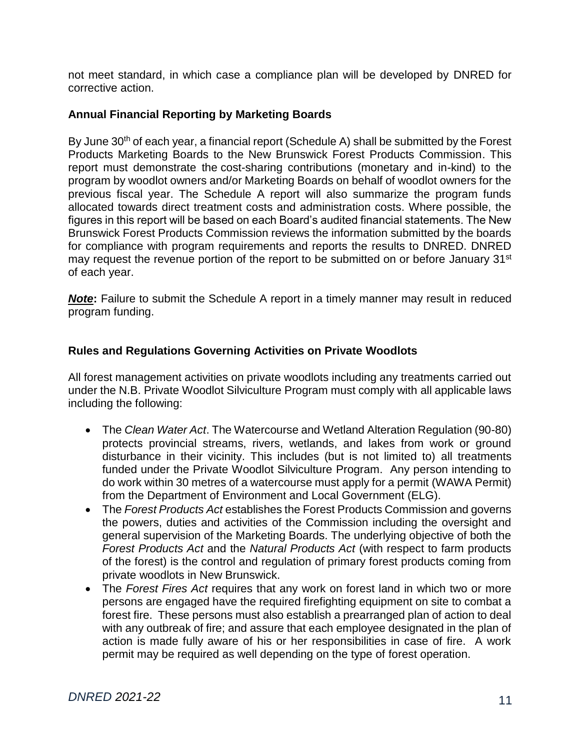not meet standard, in which case a compliance plan will be developed by DNRED for corrective action.

### Annual Financial Reporting by Marketing Boards

By June 30th of each year, a financial report (Schedule A) shall be submitted by the Forest Products Marketing Boards to the New Brunswick Forest Products Commission. This report must demonstrate the cost-sharing contributions (monetary and in-kind) to the program by woodlot owners and/or Marketing Boards on behalf of woodlot owners for the previous fiscal year. The Schedule A report will also summarize the program funds allocated towards direct treatment costs and administration costs. Where possible, the figures in this report will be based on each Board's audited financial statements. The New Brunswick Forest Products Commission reviews the information submitted by the boards for compliance with program requirements and reports the results to DNRED. DNRED may request the revenue portion of the report to be submitted on or before January 31st of each year.

***Note*:** Failure to submit the Schedule A report in a timely manner may result in reduced program funding.

### Rules and Regulations Governing Activities on Private Woodlots

All forest management activities on private woodlots including any treatments carried out under the N.B. Private Woodlot Silviculture Program must comply with all applicable laws including the following:

- The *Clean Water Act*. The Watercourse and Wetland Alteration Regulation (90-80) protects provincial streams, rivers, wetlands, and lakes from work or ground disturbance in their vicinity. This includes (but is not limited to) all treatments funded under the Private Woodlot Silviculture Program. Any person intending to do work within 30 metres of a watercourse must apply for a permit (WAWA Permit) from the Department of Environment and Local Government (ELG).
- The *Forest Products Act* establishes the Forest Products Commission and governs the powers, duties and activities of the Commission including the oversight and general supervision of the Marketing Boards. The underlying objective of both the *Forest Products Act* and the *Natural Products Act* (with respect to farm products of the forest) is the control and regulation of primary forest products coming from private woodlots in New Brunswick.
- The *Forest Fires Act* requires that any work on forest land in which two or more persons are engaged have the required firefighting equipment on site to combat a forest fire. These persons must also establish a prearranged plan of action to deal with any outbreak of fire; and assure that each employee designated in the plan of action is made fully aware of his or her responsibilities in case of fire. A work permit may be required as well depending on the type of forest operation.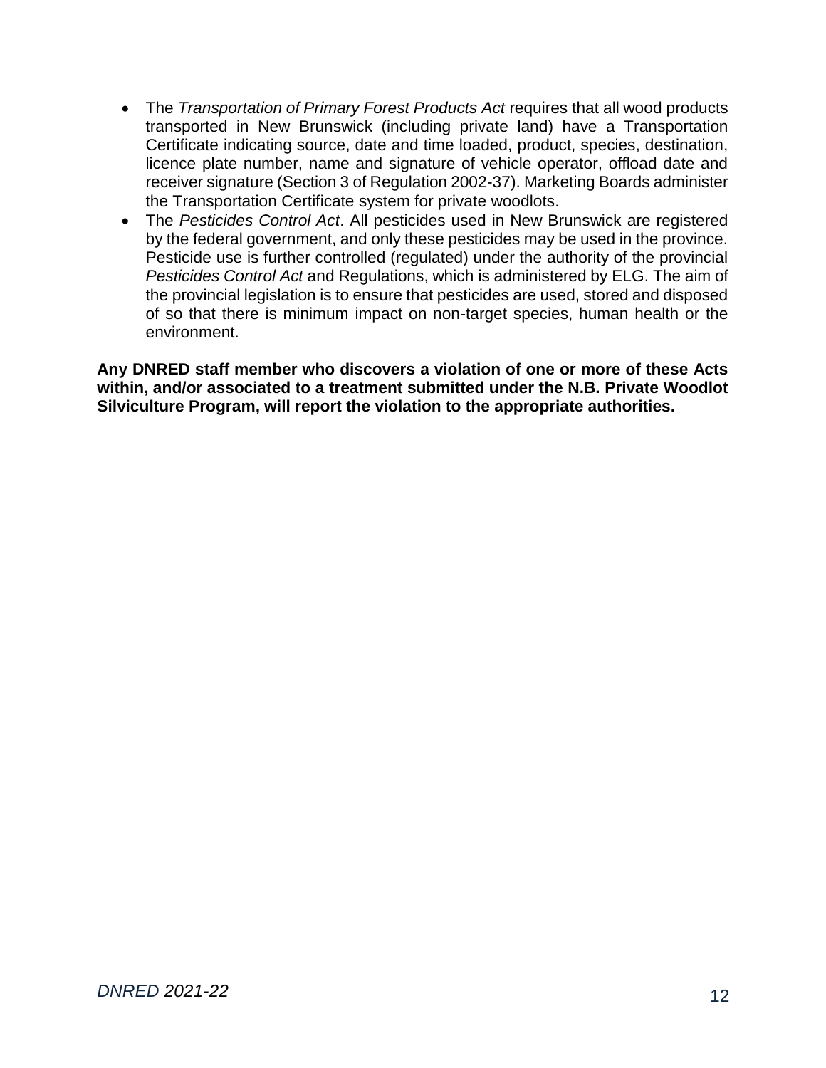- The *Transportation of Primary Forest Products Act* requires that all wood products transported in New Brunswick (including private land) have a Transportation Certificate indicating source, date and time loaded, product, species, destination, licence plate number, name and signature of vehicle operator, offload date and receiver signature (Section 3 of Regulation 2002-37). Marketing Boards administer the Transportation Certificate system for private woodlots.
- The *Pesticides Control Act*. All pesticides used in New Brunswick are registered by the federal government, and only these pesticides may be used in the province. Pesticide use is further controlled (regulated) under the authority of the provincial *Pesticides Control Act* and Regulations, which is administered by ELG. The aim of the provincial legislation is to ensure that pesticides are used, stored and disposed of so that there is minimum impact on non-target species, human health or the environment.

**Any DNRED staff member who discovers a violation of one or more of these Acts within, and/or associated to a treatment submitted under the N.B. Private Woodlot Silviculture Program, will report the violation to the appropriate authorities.**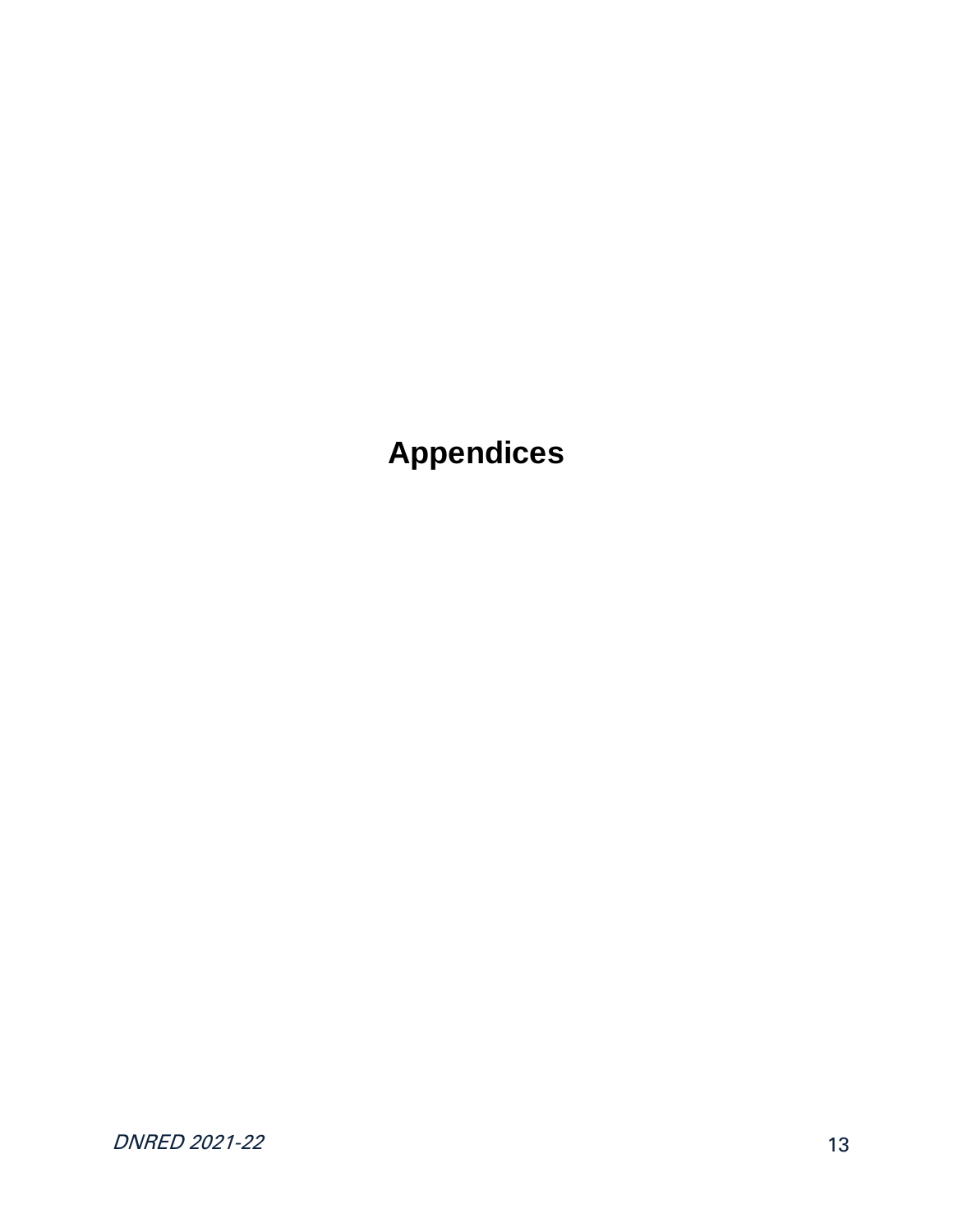# Appendices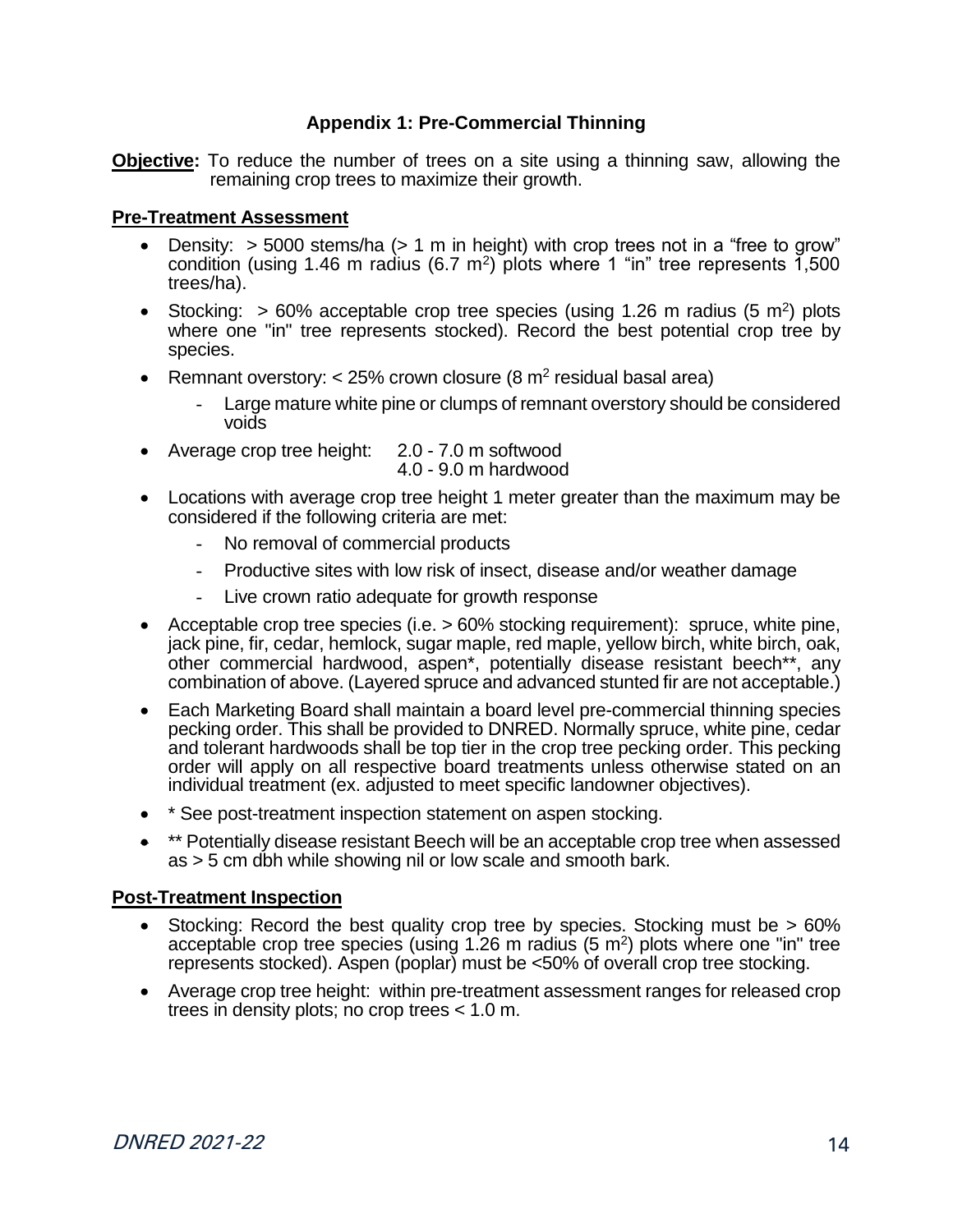## Appendix 1: Pre-Commercial Thinning

**Objective:** To reduce the number of trees on a site using a thinning saw, allowing the remaining crop trees to maximize their growth.

### Pre-Treatment Assessment

- Density: > 5000 stems/ha (> 1 m in height) with crop trees not in a "free to grow" condition (using 1.46 m radius (6.7 $m^2$) plots where 1 "in" tree represents 1,500 trees/ha).
- Stocking: > 60% acceptable crop tree species (using 1.26 m radius (5 $m^2$) plots where one "in" tree represents stocked). Record the best potential crop tree by species.
- Remnant overstory: < 25% crown closure (8 $m^2$ residual basal area)
  - Large mature white pine or clumps of remnant overstory should be considered voids
- Average crop tree height: 2.0 - 7.0 m softwood
  4.0 - 9.0 m hardwood
- Locations with average crop tree height 1 meter greater than the maximum may be considered if the following criteria are met:
  - No removal of commercial products
  - Productive sites with low risk of insect, disease and/or weather damage
  - Live crown ratio adequate for growth response
- Acceptable crop tree species (i.e. > 60% stocking requirement): spruce, white pine, jack pine, fir, cedar, hemlock, sugar maple, red maple, yellow birch, white birch, oak, other commercial hardwood, aspen*, potentially disease resistant beech**, any combination of above. (Layered spruce and advanced stunted fir are not acceptable.)
- Each Marketing Board shall maintain a board level pre-commercial thinning species pecking order. This shall be provided to DNRED. Normally spruce, white pine, cedar and tolerant hardwoods shall be top tier in the crop tree pecking order. This pecking order will apply on all respective board treatments unless otherwise stated on an individual treatment (ex. adjusted to meet specific landowner objectives).
- * See post-treatment inspection statement on aspen stocking.
- ** Potentially disease resistant Beech will be an acceptable crop tree when assessed as > 5 cm dbh while showing nil or low scale and smooth bark.

### Post-Treatment Inspection

- Stocking: Record the best quality crop tree by species. Stocking must be > 60% acceptable crop tree species (using 1.26 m radius (5 $m^2$) plots where one "in" tree represents stocked). Aspen (poplar) must be <50% of overall crop tree stocking.
- Average crop tree height: within pre-treatment assessment ranges for released crop trees in density plots; no crop trees < 1.0 m.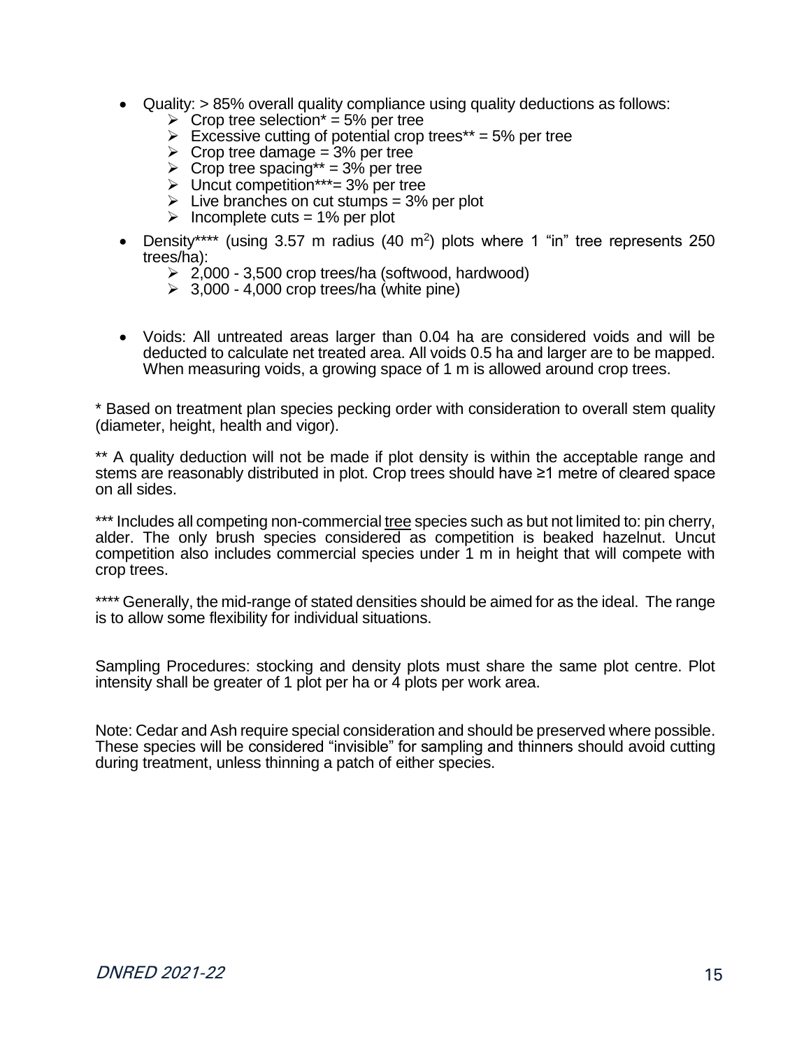- Quality: > 85% overall quality compliance using quality deductions as follows:
  - Crop tree selection* = 5% per tree
  - Excessive cutting of potential crop trees** = 5% per tree
  - Crop tree damage = 3% per tree
  - Crop tree spacing** = 3% per tree
  - Uncut competition***= 3% per tree
  - Live branches on cut stumps = 3% per plot
  - Incomplete cuts = 1% per plot
- Density**** (using 3.57 m radius (40 $m^2$) plots where 1 "in" tree represents 250 trees/ha):
  - 2,000 - 3,500 crop trees/ha (softwood, hardwood)
  - 3,000 - 4,000 crop trees/ha (white pine)
- Voids: All untreated areas larger than 0.04 ha are considered voids and will be deducted to calculate net treated area. All voids 0.5 ha and larger are to be mapped. When measuring voids, a growing space of 1 m is allowed around crop trees.

* Based on treatment plan species pecking order with consideration to overall stem quality (diameter, height, health and vigor).

** A quality deduction will not be made if plot density is within the acceptable range and stems are reasonably distributed in plot. Crop trees should have ≥1 metre of cleared space on all sides.

*** Includes all competing non-commercial <u>tree</u> species such as but not limited to: pin cherry, alder. The only brush species considered as competition is beaked hazelnut. Uncut competition also includes commercial species under 1 m in height that will compete with crop trees.

**** Generally, the mid-range of stated densities should be aimed for as the ideal. The range is to allow some flexibility for individual situations.

Sampling Procedures: stocking and density plots must share the same plot centre. Plot intensity shall be greater of 1 plot per ha or 4 plots per work area.

Note: Cedar and Ash require special consideration and should be preserved where possible. These species will be considered "invisible" for sampling and thinners should avoid cutting during treatment, unless thinning a patch of either species.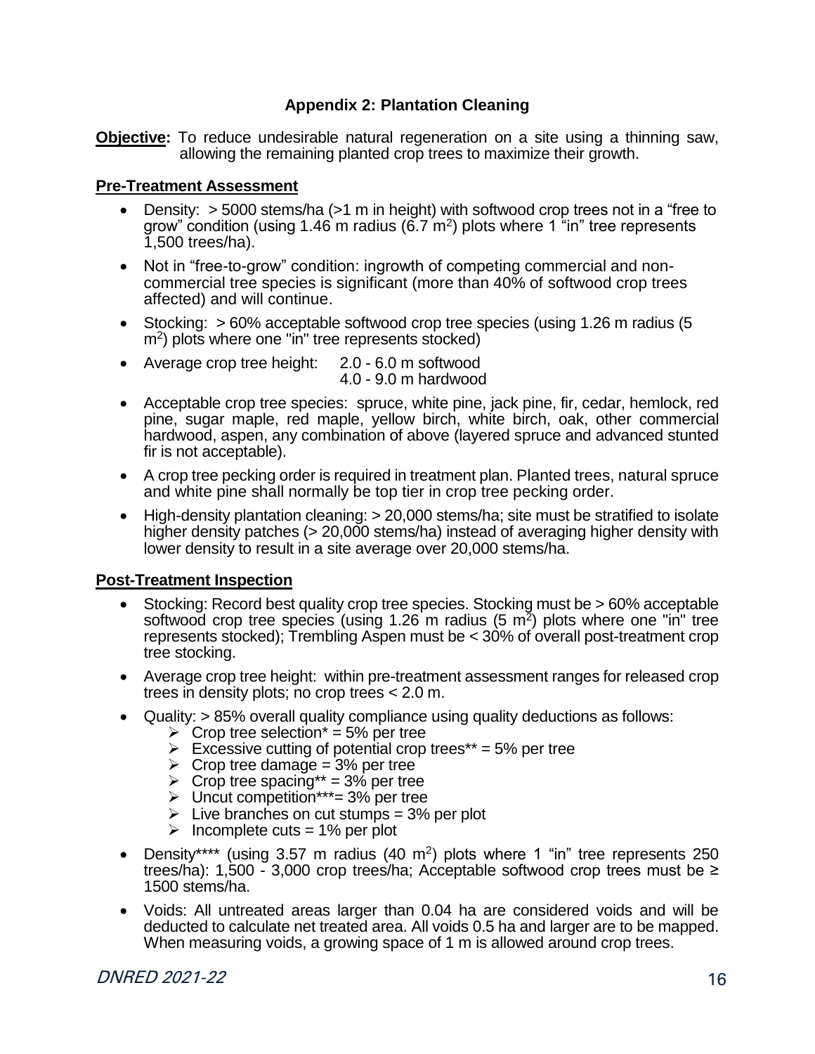## Appendix 2: Plantation Cleaning

**Objective:** To reduce undesirable natural regeneration on a site using a thinning saw, allowing the remaining planted crop trees to maximize their growth.

### Pre-Treatment Assessment

- Density: > 5000 stems/ha (>1 m in height) with softwood crop trees not in a "free to grow" condition (using 1.46 m radius (6.7 $m^2$) plots where 1 "in" tree represents 1,500 trees/ha).
- Not in "free-to-grow" condition: ingrowth of competing commercial and non-commercial tree species is significant (more than 40% of softwood crop trees affected) and will continue.
- Stocking: > 60% acceptable softwood crop tree species (using 1.26 m radius (5 $m^2$) plots where one "in" tree represents stocked)
- Average crop tree height: 2.0 - 6.0 m softwood
  4.0 - 9.0 m hardwood
- Acceptable crop tree species: spruce, white pine, jack pine, fir, cedar, hemlock, red pine, sugar maple, red maple, yellow birch, white birch, oak, other commercial hardwood, aspen, any combination of above (layered spruce and advanced stunted fir is not acceptable).
- A crop tree pecking order is required in treatment plan. Planted trees, natural spruce and white pine shall normally be top tier in crop tree pecking order.
- High-density plantation cleaning: > 20,000 stems/ha; site must be stratified to isolate higher density patches (> 20,000 stems/ha) instead of averaging higher density with lower density to result in a site average over 20,000 stems/ha.

### Post-Treatment Inspection

- Stocking: Record best quality crop tree species. Stocking must be > 60% acceptable softwood crop tree species (using 1.26 m radius (5 $m^2$) plots where one "in" tree represents stocked); Trembling Aspen must be < 30% of overall post-treatment crop tree stocking.
- Average crop tree height: within pre-treatment assessment ranges for released crop trees in density plots; no crop trees < 2.0 m.
- Quality: > 85% overall quality compliance using quality deductions as follows:
  - Crop tree selection* = 5% per tree
  - Excessive cutting of potential crop trees** = 5% per tree
  - Crop tree damage = 3% per tree
  - Crop tree spacing** = 3% per tree
  - Uncut competition***= 3% per tree
  - Live branches on cut stumps = 3% per plot
  - Incomplete cuts = 1% per plot
- Density**** (using 3.57 m radius (40 $m^2$) plots where 1 "in" tree represents 250 trees/ha): 1,500 - 3,000 crop trees/ha; Acceptable softwood crop trees must be ≥ 1500 stems/ha.
- Voids: All untreated areas larger than 0.04 ha are considered voids and will be deducted to calculate net treated area. All voids 0.5 ha and larger are to be mapped. When measuring voids, a growing space of 1 m is allowed around crop trees.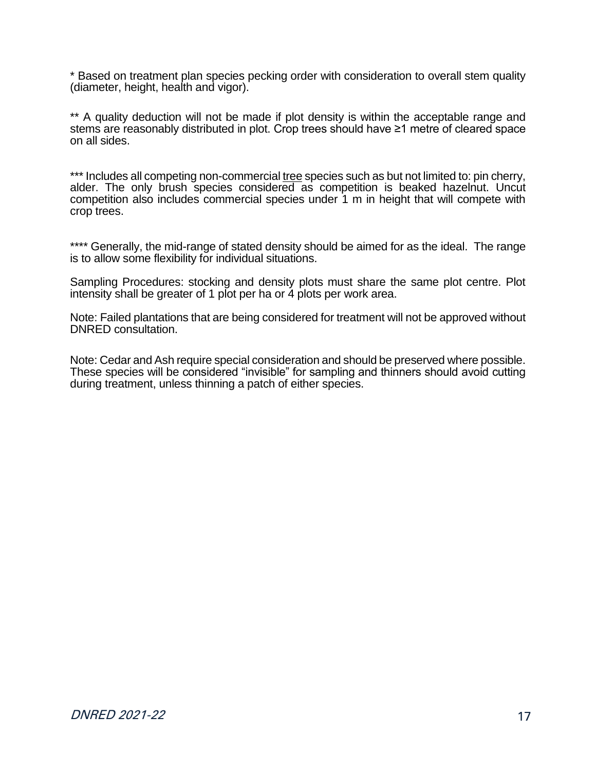* Based on treatment plan species pecking order with consideration to overall stem quality (diameter, height, health and vigor).

** A quality deduction will not be made if plot density is within the acceptable range and stems are reasonably distributed in plot. Crop trees should have ≥1 metre of cleared space on all sides.

*** Includes all competing non-commercial <u>tree</u> species such as but not limited to: pin cherry, alder. The only brush species considered as competition is beaked hazelnut. Uncut competition also includes commercial species under 1 m in height that will compete with crop trees.

**** Generally, the mid-range of stated density should be aimed for as the ideal. The range is to allow some flexibility for individual situations.

Sampling Procedures: stocking and density plots must share the same plot centre. Plot intensity shall be greater of 1 plot per ha or 4 plots per work area.

Note: Failed plantations that are being considered for treatment will not be approved without DNRED consultation.

Note: Cedar and Ash require special consideration and should be preserved where possible. These species will be considered "invisible" for sampling and thinners should avoid cutting during treatment, unless thinning a patch of either species.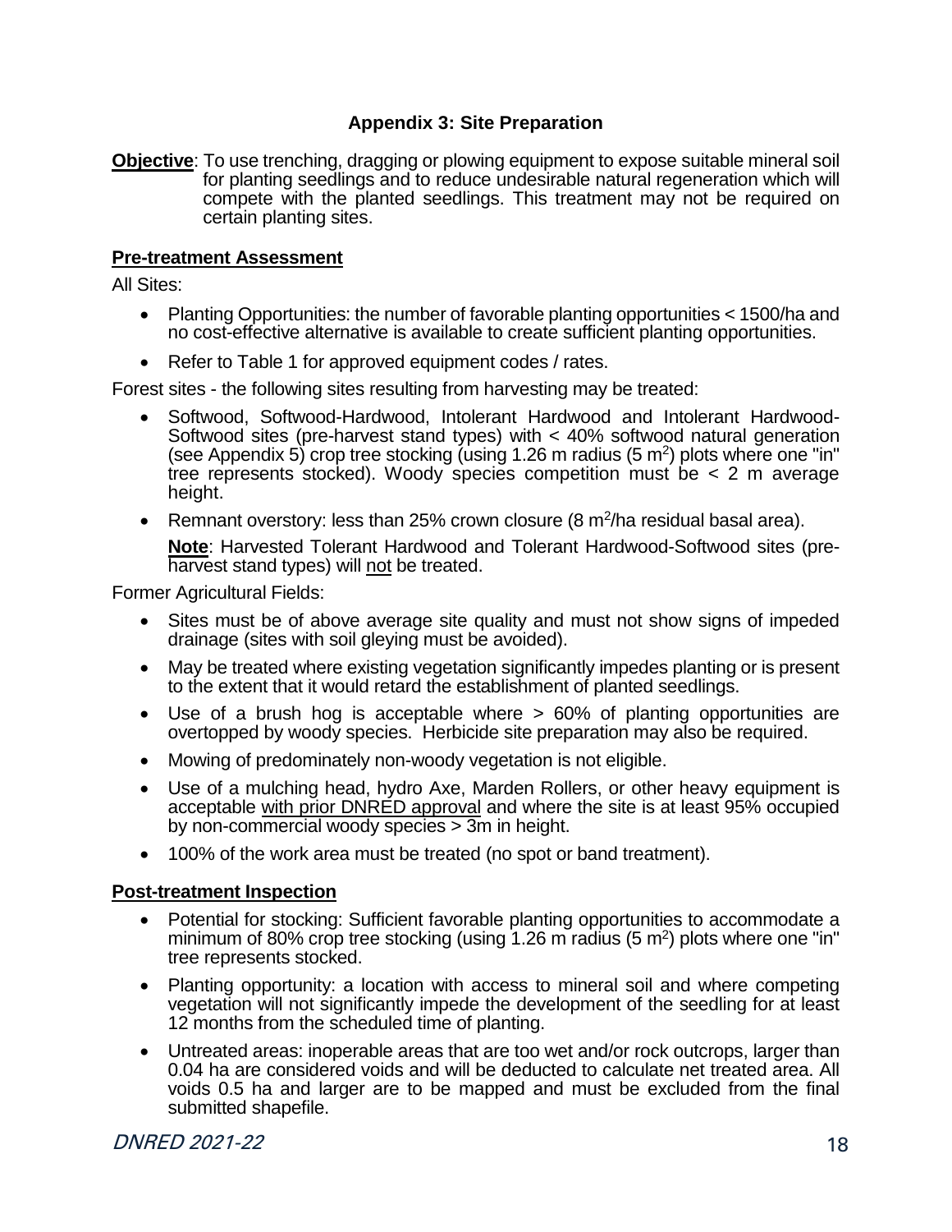## Appendix 3: Site Preparation

**Objective**: To use trenching, dragging or plowing equipment to expose suitable mineral soil for planting seedlings and to reduce undesirable natural regeneration which will compete with the planted seedlings. This treatment may not be required on certain planting sites.

### Pre-treatment Assessment

All Sites:

- Planting Opportunities: the number of favorable planting opportunities < 1500/ha and no cost-effective alternative is available to create sufficient planting opportunities.
- Refer to Table 1 for approved equipment codes / rates.

Forest sites - the following sites resulting from harvesting may be treated:

- Softwood, Softwood-Hardwood, Intolerant Hardwood and Intolerant Hardwood-Softwood sites (pre-harvest stand types) with < 40% softwood natural generation (see Appendix 5) crop tree stocking (using 1.26 m radius (5 $m^2$) plots where one "in" tree represents stocked). Woody species competition must be < 2 m average height.
- Remnant overstory: less than 25% crown closure (8 $m^2$/ha residual basal area).

  **Note**: Harvested Tolerant Hardwood and Tolerant Hardwood-Softwood sites (pre-harvest stand types) will not be treated.

Former Agricultural Fields:

- Sites must be of above average site quality and must not show signs of impeded drainage (sites with soil gleying must be avoided).
- May be treated where existing vegetation significantly impedes planting or is present to the extent that it would retard the establishment of planted seedlings.
- Use of a brush hog is acceptable where > 60% of planting opportunities are overtopped by woody species. Herbicide site preparation may also be required.
- Mowing of predominately non-woody vegetation is not eligible.
- Use of a mulching head, hydro Axe, Marden Rollers, or other heavy equipment is acceptable with prior DNRED approval and where the site is at least 95% occupied by non-commercial woody species > 3m in height.
- 100% of the work area must be treated (no spot or band treatment).

### Post-treatment Inspection

- Potential for stocking: Sufficient favorable planting opportunities to accommodate a minimum of 80% crop tree stocking (using 1.26 m radius (5 $m^2$) plots where one "in" tree represents stocked.
- Planting opportunity: a location with access to mineral soil and where competing vegetation will not significantly impede the development of the seedling for at least 12 months from the scheduled time of planting.
- Untreated areas: inoperable areas that are too wet and/or rock outcrops, larger than 0.04 ha are considered voids and will be deducted to calculate net treated area. All voids 0.5 ha and larger are to be mapped and must be excluded from the final submitted shapefile.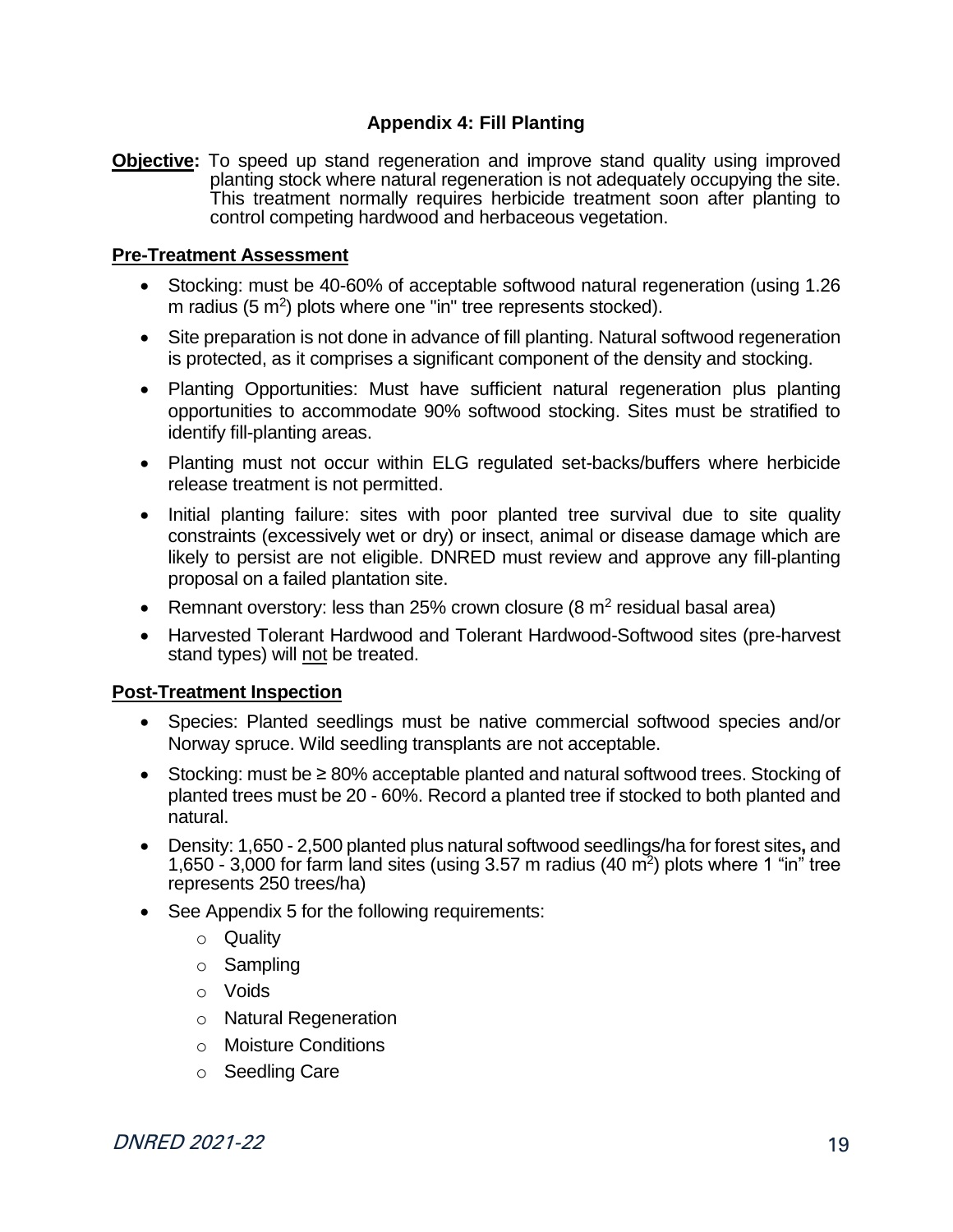# Appendix 4: Fill Planting

**Objective:** To speed up stand regeneration and improve stand quality using improved planting stock where natural regeneration is not adequately occupying the site. This treatment normally requires herbicide treatment soon after planting to control competing hardwood and herbaceous vegetation.

## Pre-Treatment Assessment

- Stocking: must be 40-60% of acceptable softwood natural regeneration (using 1.26 m radius (5 $m^2$) plots where one "in" tree represents stocked).
- Site preparation is not done in advance of fill planting. Natural softwood regeneration is protected, as it comprises a significant component of the density and stocking.
- Planting Opportunities: Must have sufficient natural regeneration plus planting opportunities to accommodate 90% softwood stocking. Sites must be stratified to identify fill-planting areas.
- Planting must not occur within ELG regulated set-backs/buffers where herbicide release treatment is not permitted.
- Initial planting failure: sites with poor planted tree survival due to site quality constraints (excessively wet or dry) or insect, animal or disease damage which are likely to persist are not eligible. DNRED must review and approve any fill-planting proposal on a failed plantation site.
- Remnant overstory: less than 25% crown closure (8 $m^2$ residual basal area)
- Harvested Tolerant Hardwood and Tolerant Hardwood-Softwood sites (pre-harvest stand types) will not be treated.

## Post-Treatment Inspection

- Species: Planted seedlings must be native commercial softwood species and/or Norway spruce. Wild seedling transplants are not acceptable.
- Stocking: must be ≥ 80% acceptable planted and natural softwood trees. Stocking of planted trees must be 20 - 60%. Record a planted tree if stocked to both planted and natural.
- Density: 1,650 - 2,500 planted plus natural softwood seedlings/ha for forest sites**,** and 1,650 - 3,000 for farm land sites (using 3.57 m radius (40 $m^2$) plots where 1 "in" tree represents 250 trees/ha)
- See Appendix 5 for the following requirements:
  - Quality
  - Sampling
  - Voids
  - Natural Regeneration
  - Moisture Conditions
  - Seedling Care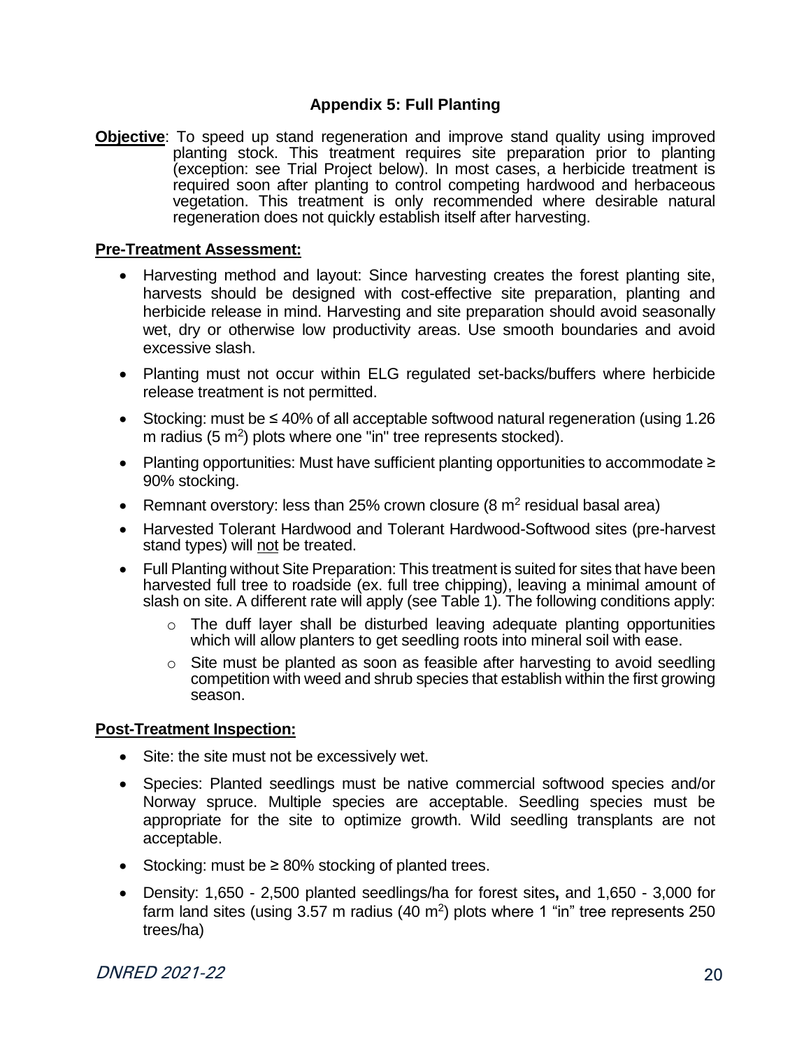## Appendix 5: Full Planting

**Objective**: To speed up stand regeneration and improve stand quality using improved planting stock. This treatment requires site preparation prior to planting (exception: see Trial Project below). In most cases, a herbicide treatment is required soon after planting to control competing hardwood and herbaceous vegetation. This treatment is only recommended where desirable natural regeneration does not quickly establish itself after harvesting.

**Pre-Treatment Assessment:**

- Harvesting method and layout: Since harvesting creates the forest planting site, harvests should be designed with cost-effective site preparation, planting and herbicide release in mind. Harvesting and site preparation should avoid seasonally wet, dry or otherwise low productivity areas. Use smooth boundaries and avoid excessive slash.
- Planting must not occur within ELG regulated set-backs/buffers where herbicide release treatment is not permitted.
- Stocking: must be ≤ 40% of all acceptable softwood natural regeneration (using 1.26 m radius (5 $m^2$) plots where one "in" tree represents stocked).
- Planting opportunities: Must have sufficient planting opportunities to accommodate ≥ 90% stocking.
- Remnant overstory: less than 25% crown closure (8 $m^2$ residual basal area)
- Harvested Tolerant Hardwood and Tolerant Hardwood-Softwood sites (pre-harvest stand types) will not be treated.
- Full Planting without Site Preparation: This treatment is suited for sites that have been harvested full tree to roadside (ex. full tree chipping), leaving a minimal amount of slash on site. A different rate will apply (see Table 1). The following conditions apply:
  - The duff layer shall be disturbed leaving adequate planting opportunities which will allow planters to get seedling roots into mineral soil with ease.
  - Site must be planted as soon as feasible after harvesting to avoid seedling competition with weed and shrub species that establish within the first growing season.

**Post-Treatment Inspection:**

- Site: the site must not be excessively wet.
- Species: Planted seedlings must be native commercial softwood species and/or Norway spruce. Multiple species are acceptable. Seedling species must be appropriate for the site to optimize growth. Wild seedling transplants are not acceptable.
- Stocking: must be ≥ 80% stocking of planted trees.
- Density: 1,650 - 2,500 planted seedlings/ha for forest sites**,** and 1,650 - 3,000 for farm land sites (using 3.57 m radius (40 $m^2$) plots where 1 "in" tree represents 250 trees/ha)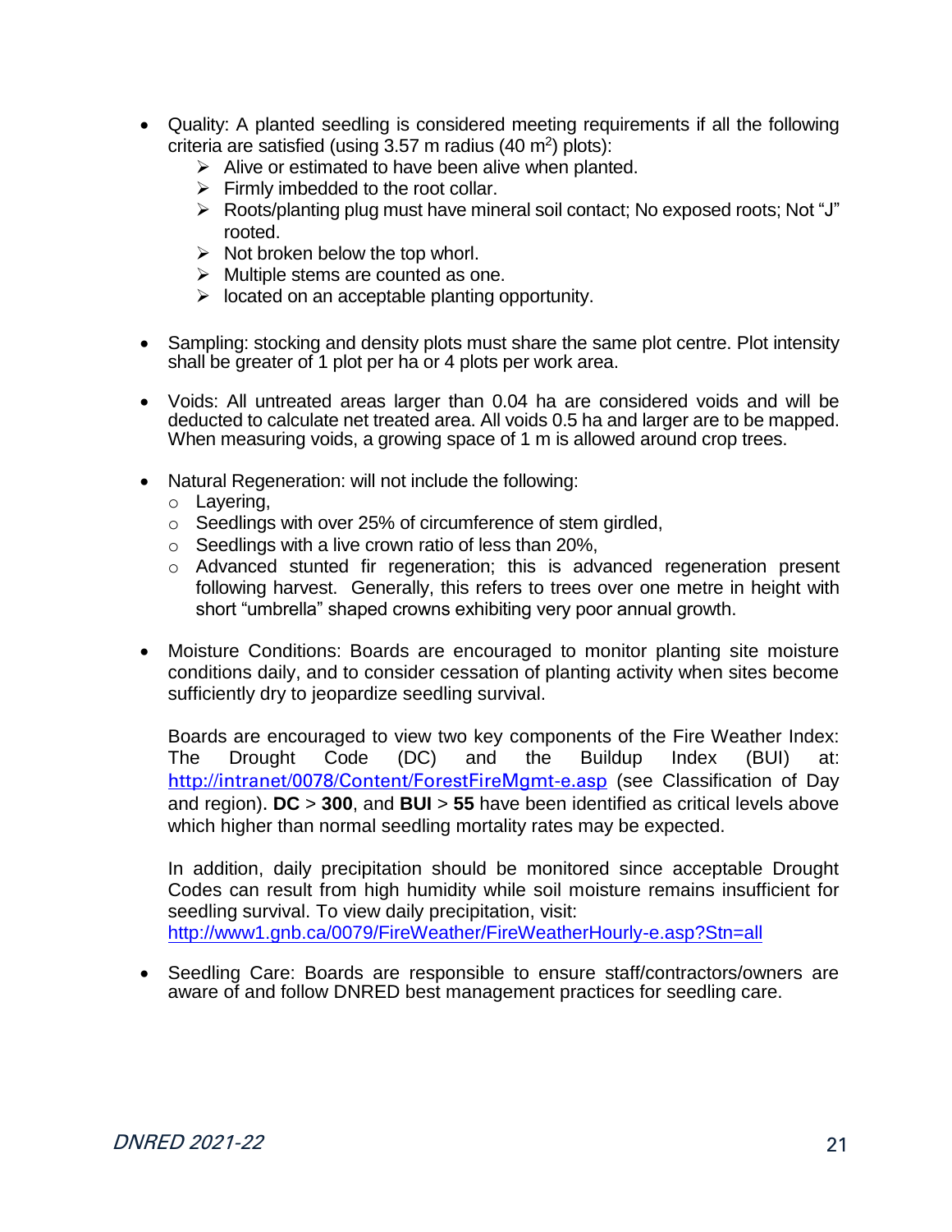- Quality: A planted seedling is considered meeting requirements if all the following criteria are satisfied (using 3.57 m radius (40 $m^2$) plots):
  - Alive or estimated to have been alive when planted.
  - Firmly imbedded to the root collar.
  - Roots/planting plug must have mineral soil contact; No exposed roots; Not "J" rooted.
  - Not broken below the top whorl.
  - Multiple stems are counted as one.
  - located on an acceptable planting opportunity.

- Sampling: stocking and density plots must share the same plot centre. Plot intensity shall be greater of 1 plot per ha or 4 plots per work area.

- Voids: All untreated areas larger than 0.04 ha are considered voids and will be deducted to calculate net treated area. All voids 0.5 ha and larger are to be mapped. When measuring voids, a growing space of 1 m is allowed around crop trees.

- Natural Regeneration: will not include the following:
  - Layering,
  - Seedlings with over 25% of circumference of stem girdled,
  - Seedlings with a live crown ratio of less than 20%,
  - Advanced stunted fir regeneration; this is advanced regeneration present following harvest. Generally, this refers to trees over one metre in height with short "umbrella" shaped crowns exhibiting very poor annual growth.

- Moisture Conditions: Boards are encouraged to monitor planting site moisture conditions daily, and to consider cessation of planting activity when sites become sufficiently dry to jeopardize seedling survival.

  Boards are encouraged to view two key components of the Fire Weather Index: The Drought Code (DC) and the Buildup Index (BUI) at: http://intranet/0078/Content/ForestFireMgmt-e.asp (see Classification of Day and region). **DC** > **300**, and **BUI** > **55** have been identified as critical levels above which higher than normal seedling mortality rates may be expected.

  In addition, daily precipitation should be monitored since acceptable Drought Codes can result from high humidity while soil moisture remains insufficient for seedling survival. To view daily precipitation, visit: http://www1.gnb.ca/0079/FireWeather/FireWeatherHourly-e.asp?Stn=all

- Seedling Care: Boards are responsible to ensure staff/contractors/owners are aware of and follow DNRED best management practices for seedling care.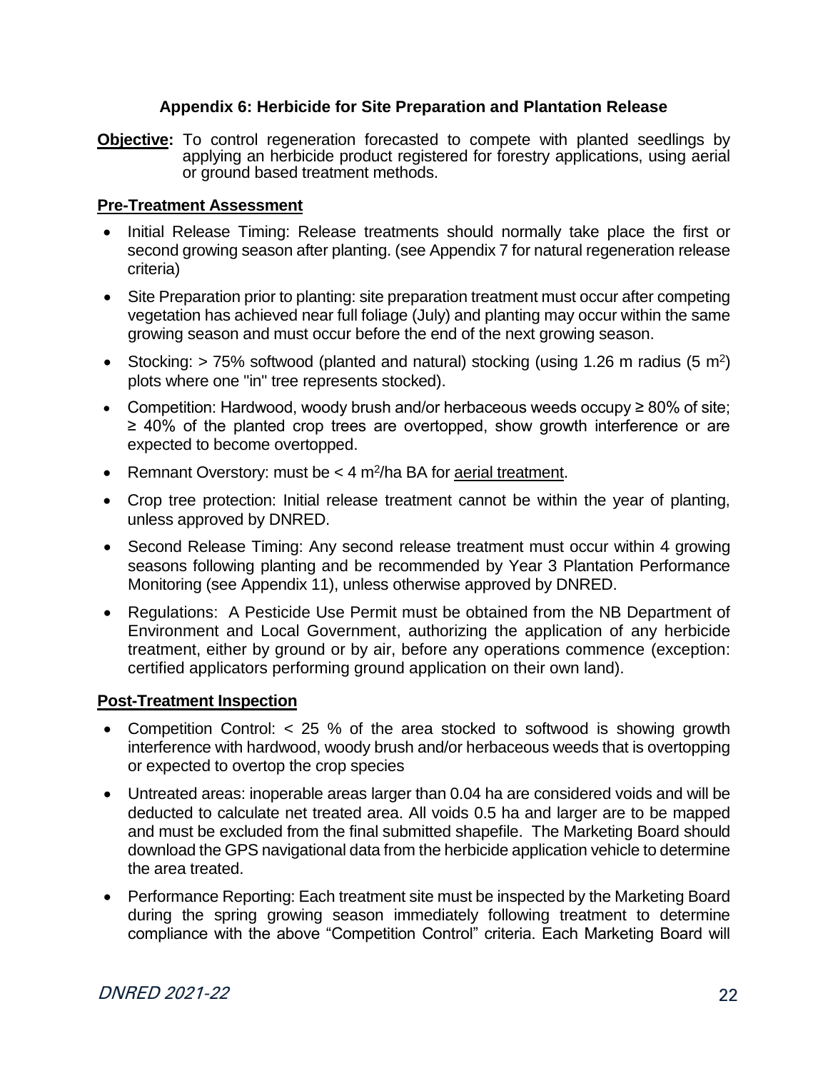## Appendix 6: Herbicide for Site Preparation and Plantation Release

**Objective:** To control regeneration forecasted to compete with planted seedlings by applying an herbicide product registered for forestry applications, using aerial or ground based treatment methods.

### Pre-Treatment Assessment

- Initial Release Timing: Release treatments should normally take place the first or second growing season after planting. (see Appendix 7 for natural regeneration release criteria)
- Site Preparation prior to planting: site preparation treatment must occur after competing vegetation has achieved near full foliage (July) and planting may occur within the same growing season and must occur before the end of the next growing season.
- Stocking: > 75% softwood (planted and natural) stocking (using 1.26 m radius (5 $m^2$) plots where one "in" tree represents stocked).
- Competition: Hardwood, woody brush and/or herbaceous weeds occupy ≥ 80% of site; ≥ 40% of the planted crop trees are overtopped, show growth interference or are expected to become overtopped.
- Remnant Overstory: must be < 4 $m^2$/ha BA for aerial treatment.
- Crop tree protection: Initial release treatment cannot be within the year of planting, unless approved by DNRED.
- Second Release Timing: Any second release treatment must occur within 4 growing seasons following planting and be recommended by Year 3 Plantation Performance Monitoring (see Appendix 11), unless otherwise approved by DNRED.
- Regulations: A Pesticide Use Permit must be obtained from the NB Department of Environment and Local Government, authorizing the application of any herbicide treatment, either by ground or by air, before any operations commence (exception: certified applicators performing ground application on their own land).

### Post-Treatment Inspection

- Competition Control: < 25 % of the area stocked to softwood is showing growth interference with hardwood, woody brush and/or herbaceous weeds that is overtopping or expected to overtop the crop species
- Untreated areas: inoperable areas larger than 0.04 ha are considered voids and will be deducted to calculate net treated area. All voids 0.5 ha and larger are to be mapped and must be excluded from the final submitted shapefile. The Marketing Board should download the GPS navigational data from the herbicide application vehicle to determine the area treated.
- Performance Reporting: Each treatment site must be inspected by the Marketing Board during the spring growing season immediately following treatment to determine compliance with the above "Competition Control" criteria. Each Marketing Board will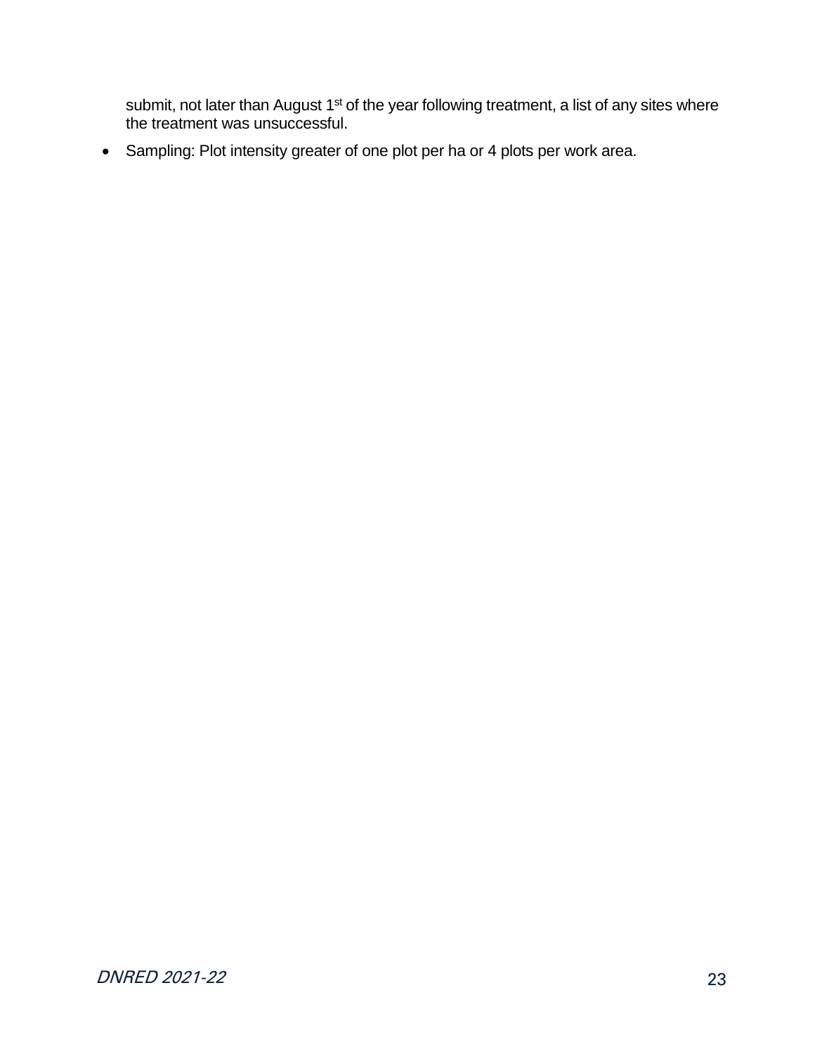submit, not later than August 1st of the year following treatment, a list of any sites where the treatment was unsuccessful.

- Sampling: Plot intensity greater of one plot per ha or 4 plots per work area.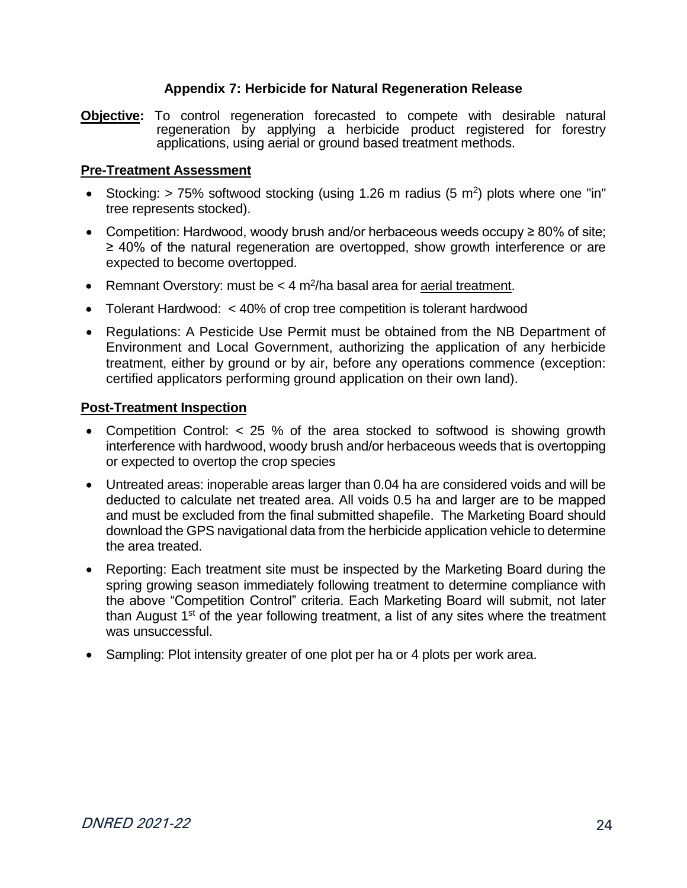## Appendix 7: Herbicide for Natural Regeneration Release

**Objective:** To control regeneration forecasted to compete with desirable natural regeneration by applying a herbicide product registered for forestry applications, using aerial or ground based treatment methods.

### Pre-Treatment Assessment

- Stocking: > 75% softwood stocking (using 1.26 m radius (5 $m^2$) plots where one "in" tree represents stocked).
- Competition: Hardwood, woody brush and/or herbaceous weeds occupy ≥ 80% of site; ≥ 40% of the natural regeneration are overtopped, show growth interference or are expected to become overtopped.
- Remnant Overstory: must be < 4 $m^2$/ha basal area for aerial treatment.
- Tolerant Hardwood: < 40% of crop tree competition is tolerant hardwood
- Regulations: A Pesticide Use Permit must be obtained from the NB Department of Environment and Local Government, authorizing the application of any herbicide treatment, either by ground or by air, before any operations commence (exception: certified applicators performing ground application on their own land).

### Post-Treatment Inspection

- Competition Control: < 25 % of the area stocked to softwood is showing growth interference with hardwood, woody brush and/or herbaceous weeds that is overtopping or expected to overtop the crop species
- Untreated areas: inoperable areas larger than 0.04 ha are considered voids and will be deducted to calculate net treated area. All voids 0.5 ha and larger are to be mapped and must be excluded from the final submitted shapefile. The Marketing Board should download the GPS navigational data from the herbicide application vehicle to determine the area treated.
- Reporting: Each treatment site must be inspected by the Marketing Board during the spring growing season immediately following treatment to determine compliance with the above "Competition Control" criteria. Each Marketing Board will submit, not later than August 1st of the year following treatment, a list of any sites where the treatment was unsuccessful.
- Sampling: Plot intensity greater of one plot per ha or 4 plots per work area.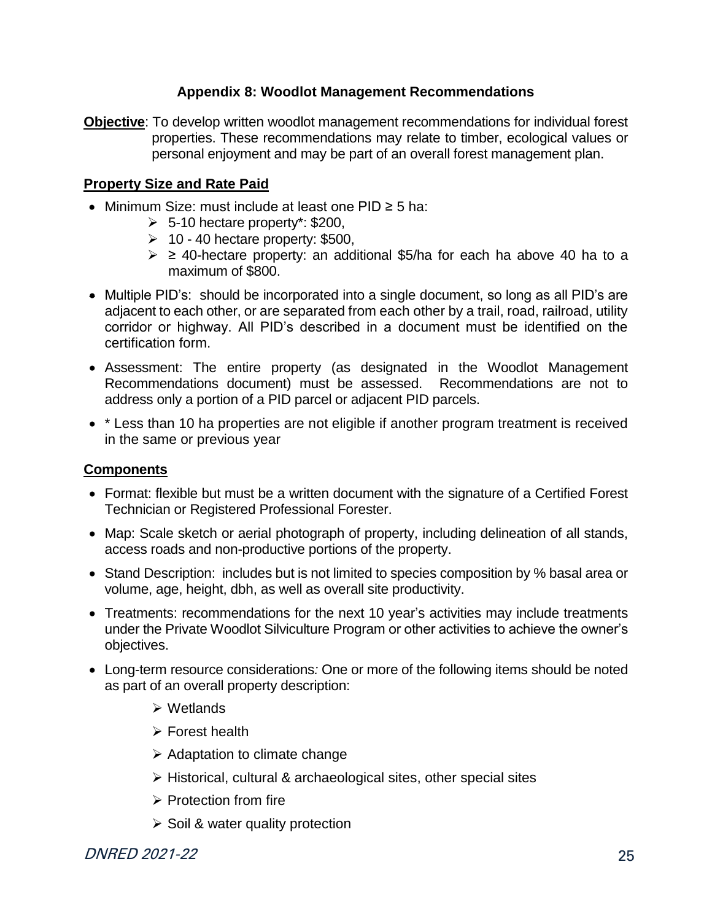### Appendix 8: Woodlot Management Recommendations

**Objective**: To develop written woodlot management recommendations for individual forest properties. These recommendations may relate to timber, ecological values or personal enjoyment and may be part of an overall forest management plan.

**Property Size and Rate Paid**

- Minimum Size: must include at least one PID ≥ 5 ha:
  - 5-10 hectare property*: $200,
  - 10 - 40 hectare property: $500,
  - ≥ 40-hectare property: an additional $5/ha for each ha above 40 ha to a maximum of $800.
- Multiple PID's: should be incorporated into a single document, so long as all PID's are adjacent to each other, or are separated from each other by a trail, road, railroad, utility corridor or highway. All PID's described in a document must be identified on the certification form.
- Assessment: The entire property (as designated in the Woodlot Management Recommendations document) must be assessed. Recommendations are not to address only a portion of a PID parcel or adjacent PID parcels.
- * Less than 10 ha properties are not eligible if another program treatment is received in the same or previous year

**Components**

- Format: flexible but must be a written document with the signature of a Certified Forest Technician or Registered Professional Forester.
- Map: Scale sketch or aerial photograph of property, including delineation of all stands, access roads and non-productive portions of the property.
- Stand Description: includes but is not limited to species composition by % basal area or volume, age, height, dbh, as well as overall site productivity.
- Treatments: recommendations for the next 10 year's activities may include treatments under the Private Woodlot Silviculture Program or other activities to achieve the owner's objectives.
- Long-term resource considerations*:* One or more of the following items should be noted as part of an overall property description:
  - Wetlands
  - Forest health
  - Adaptation to climate change
  - Historical, cultural & archaeological sites, other special sites
  - Protection from fire
  - Soil & water quality protection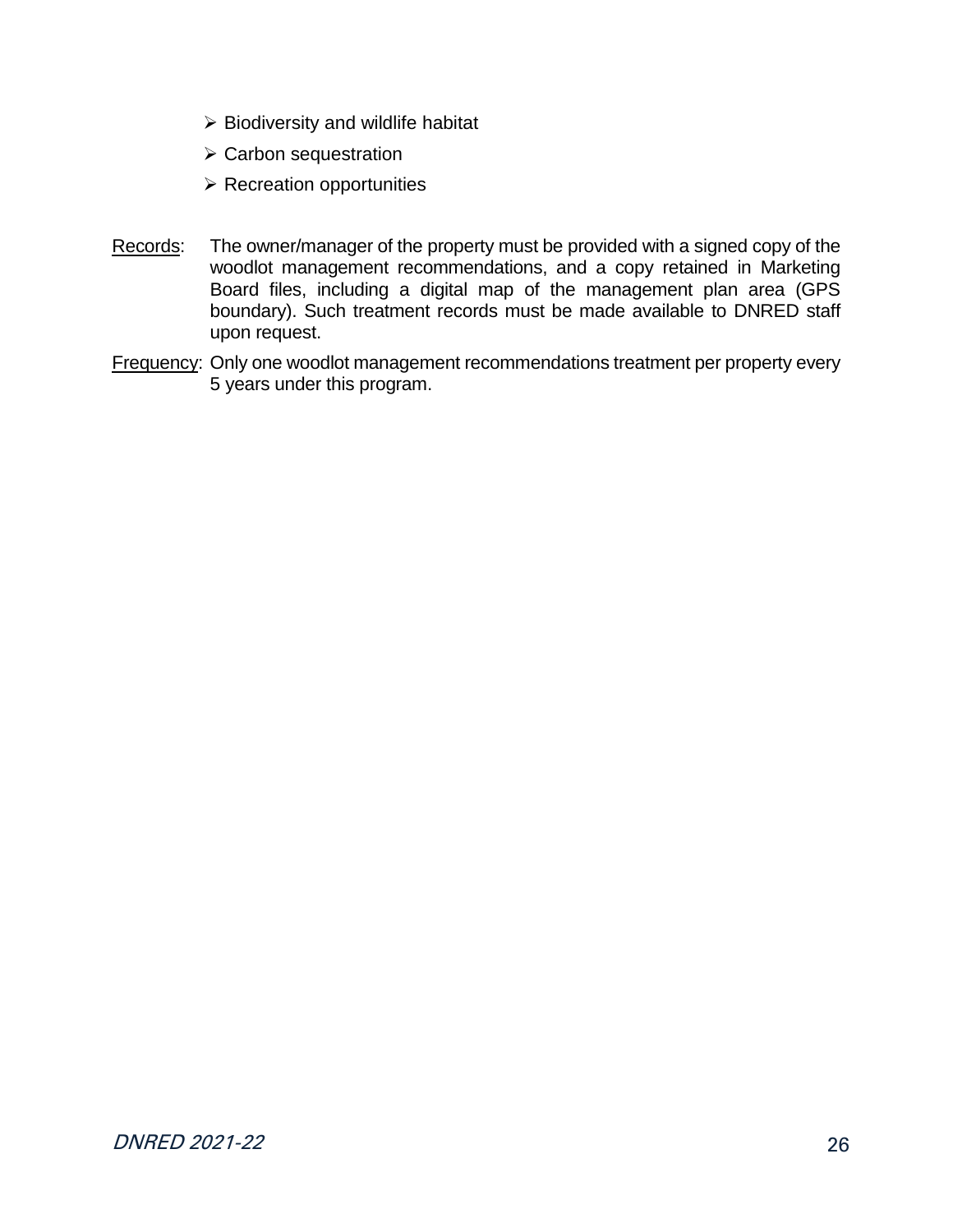- Biodiversity and wildlife habitat
- Carbon sequestration
- Recreation opportunities

<u>Records</u>: The owner/manager of the property must be provided with a signed copy of the woodlot management recommendations, and a copy retained in Marketing Board files, including a digital map of the management plan area (GPS boundary). Such treatment records must be made available to DNRED staff upon request.

<u>Frequency</u>: Only one woodlot management recommendations treatment per property every 5 years under this program.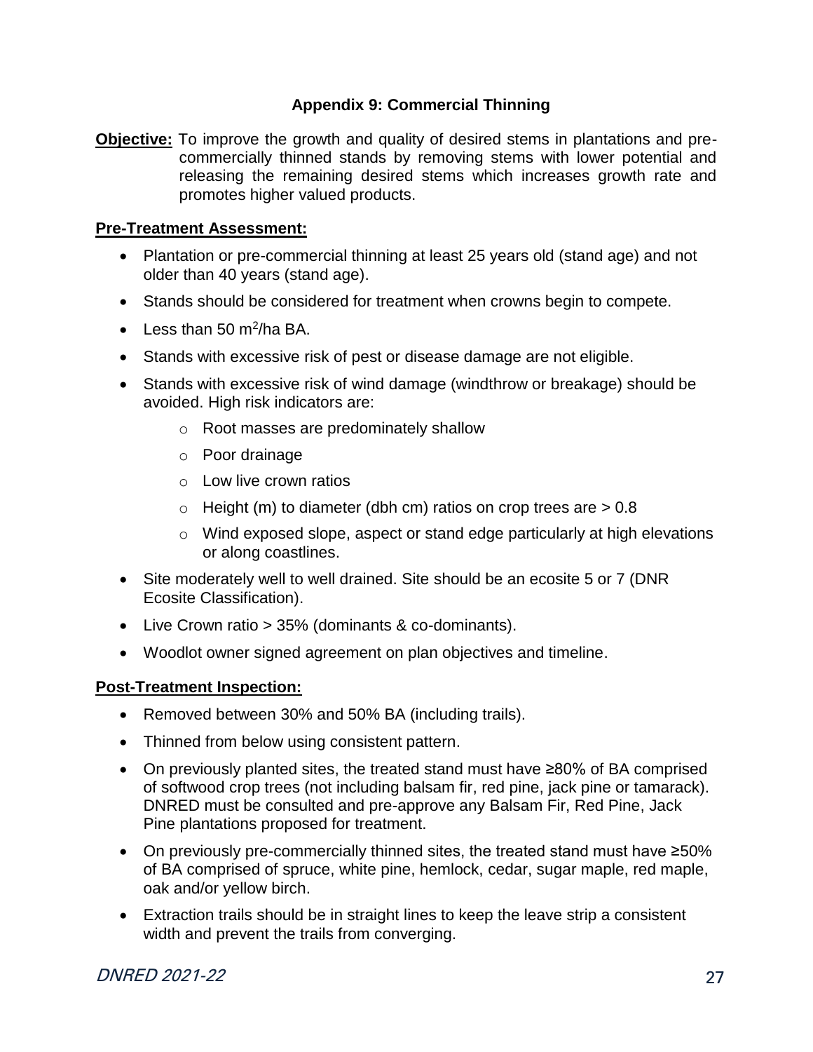## Appendix 9: Commercial Thinning

**Objective:** To improve the growth and quality of desired stems in plantations and pre-commercially thinned stands by removing stems with lower potential and releasing the remaining desired stems which increases growth rate and promotes higher valued products.

**Pre-Treatment Assessment:**

- Plantation or pre-commercial thinning at least 25 years old (stand age) and not older than 40 years (stand age).
- Stands should be considered for treatment when crowns begin to compete.
- Less than 50 $m^2$/ha BA.
- Stands with excessive risk of pest or disease damage are not eligible.
- Stands with excessive risk of wind damage (windthrow or breakage) should be avoided. High risk indicators are:
    - Root masses are predominately shallow
    - Poor drainage
    - Low live crown ratios
    - Height (m) to diameter (dbh cm) ratios on crop trees are > 0.8
    - Wind exposed slope, aspect or stand edge particularly at high elevations or along coastlines.
- Site moderately well to well drained. Site should be an ecosite 5 or 7 (DNR Ecosite Classification).
- Live Crown ratio > 35% (dominants & co-dominants).
- Woodlot owner signed agreement on plan objectives and timeline.

**Post-Treatment Inspection:**

- Removed between 30% and 50% BA (including trails).
- Thinned from below using consistent pattern.
- On previously planted sites, the treated stand must have ≥80% of BA comprised of softwood crop trees (not including balsam fir, red pine, jack pine or tamarack). DNRED must be consulted and pre-approve any Balsam Fir, Red Pine, Jack Pine plantations proposed for treatment.
- On previously pre-commercially thinned sites, the treated stand must have ≥50% of BA comprised of spruce, white pine, hemlock, cedar, sugar maple, red maple, oak and/or yellow birch.
- Extraction trails should be in straight lines to keep the leave strip a consistent width and prevent the trails from converging.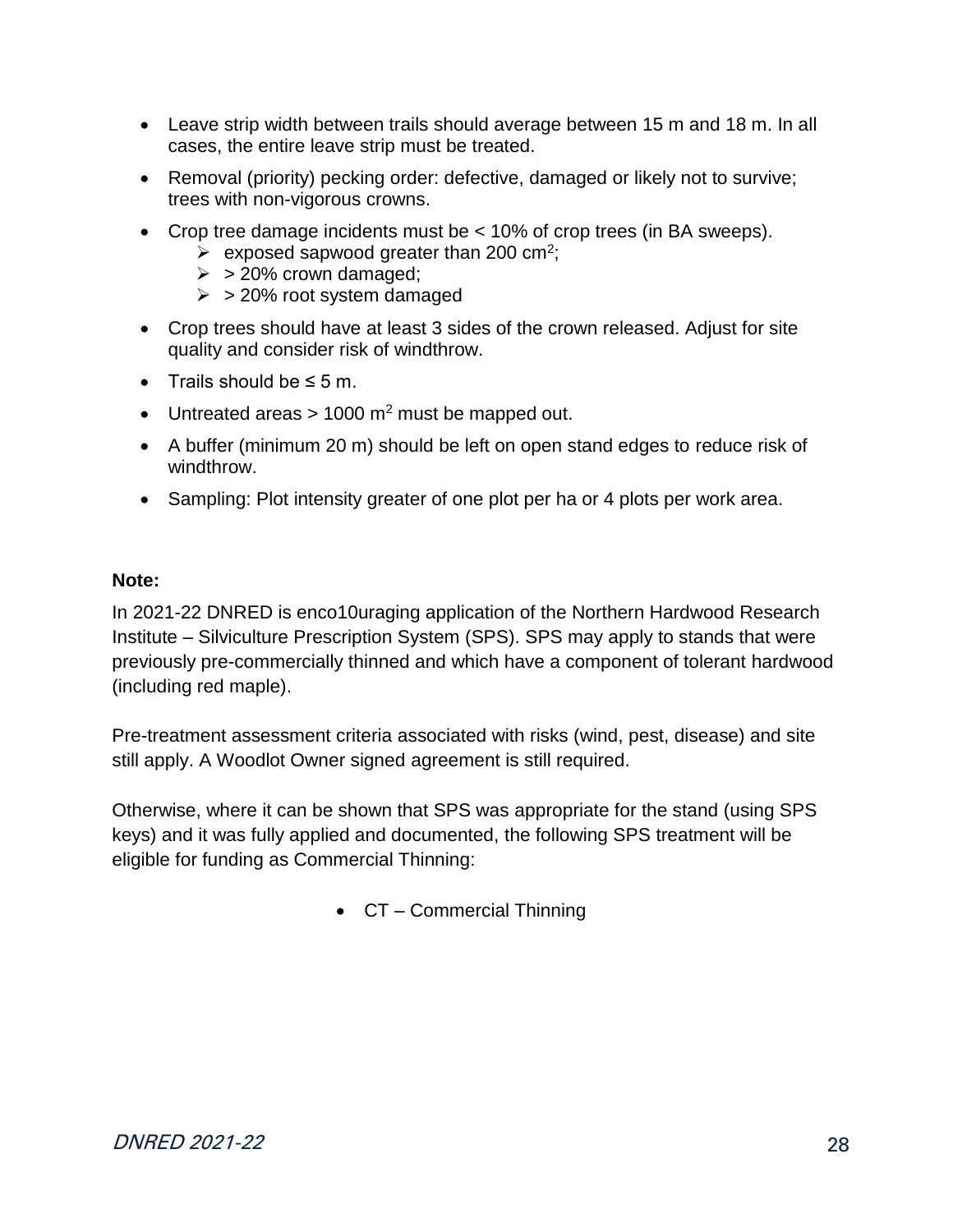- Leave strip width between trails should average between 15 m and 18 m. In all cases, the entire leave strip must be treated.
- Removal (priority) pecking order: defective, damaged or likely not to survive; trees with non-vigorous crowns.
- Crop tree damage incidents must be < 10% of crop trees (in BA sweeps).
    - exposed sapwood greater than 200 $cm^2$;
    - > 20% crown damaged;
    - > 20% root system damaged
- Crop trees should have at least 3 sides of the crown released. Adjust for site quality and consider risk of windthrow.
- Trails should be ≤ 5 m.
- Untreated areas > 1000 $m^2$ must be mapped out.
- A buffer (minimum 20 m) should be left on open stand edges to reduce risk of windthrow.
- Sampling: Plot intensity greater of one plot per ha or 4 plots per work area.

**Note:**

In 2021-22 DNRED is enco10uraging application of the Northern Hardwood Research Institute – Silviculture Prescription System (SPS). SPS may apply to stands that were previously pre-commercially thinned and which have a component of tolerant hardwood (including red maple).

Pre-treatment assessment criteria associated with risks (wind, pest, disease) and site still apply. A Woodlot Owner signed agreement is still required.

Otherwise, where it can be shown that SPS was appropriate for the stand (using SPS keys) and it was fully applied and documented, the following SPS treatment will be eligible for funding as Commercial Thinning:

- CT – Commercial Thinning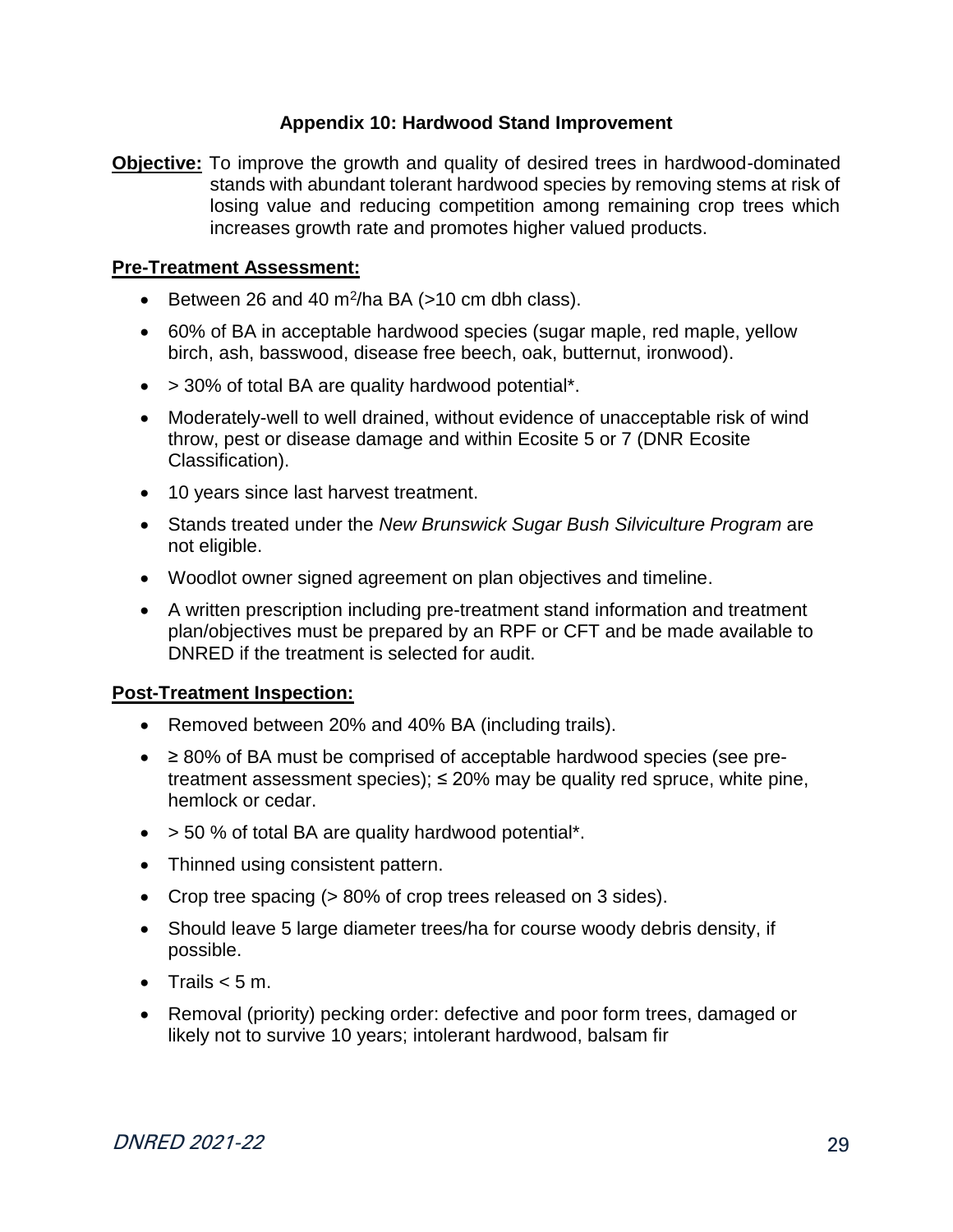## Appendix 10: Hardwood Stand Improvement

**Objective:** To improve the growth and quality of desired trees in hardwood-dominated stands with abundant tolerant hardwood species by removing stems at risk of losing value and reducing competition among remaining crop trees which increases growth rate and promotes higher valued products.

**Pre-Treatment Assessment:**

- Between 26 and 40 $m^2$/ha BA (>10 cm dbh class).
- 60% of BA in acceptable hardwood species (sugar maple, red maple, yellow birch, ash, basswood, disease free beech, oak, butternut, ironwood).
- > 30% of total BA are quality hardwood potential*.
- Moderately-well to well drained, without evidence of unacceptable risk of wind throw, pest or disease damage and within Ecosite 5 or 7 (DNR Ecosite Classification).
- 10 years since last harvest treatment.
- Stands treated under the *New Brunswick Sugar Bush Silviculture Program* are not eligible.
- Woodlot owner signed agreement on plan objectives and timeline.
- A written prescription including pre-treatment stand information and treatment plan/objectives must be prepared by an RPF or CFT and be made available to DNRED if the treatment is selected for audit.

**Post-Treatment Inspection:**

- Removed between 20% and 40% BA (including trails).
- ≥ 80% of BA must be comprised of acceptable hardwood species (see pre-treatment assessment species); ≤ 20% may be quality red spruce, white pine, hemlock or cedar.
- > 50 % of total BA are quality hardwood potential*.
- Thinned using consistent pattern.
- Crop tree spacing (> 80% of crop trees released on 3 sides).
- Should leave 5 large diameter trees/ha for course woody debris density, if possible.
- Trails < 5 m.
- Removal (priority) pecking order: defective and poor form trees, damaged or likely not to survive 10 years; intolerant hardwood, balsam fir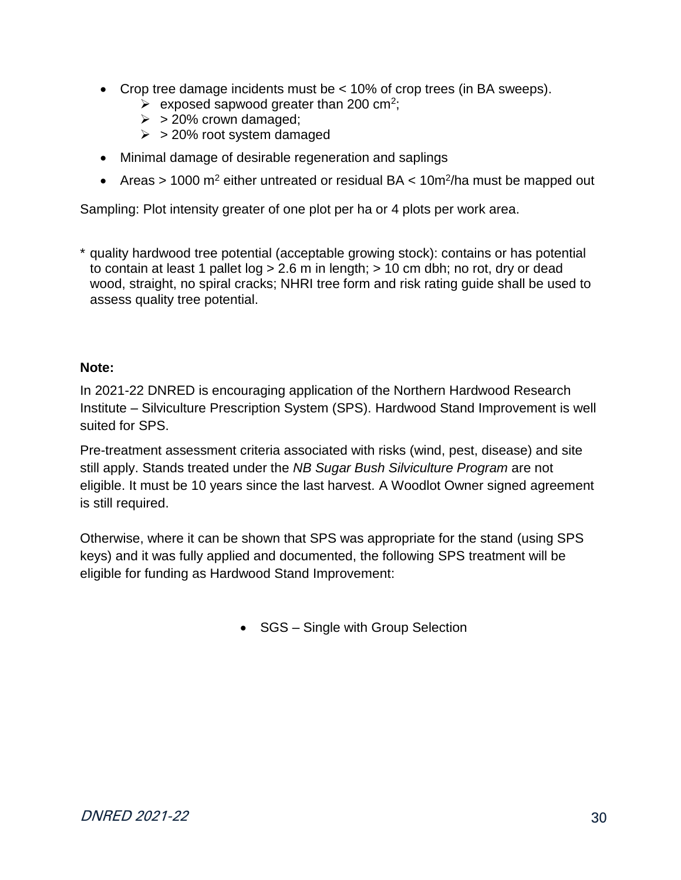- Crop tree damage incidents must be < 10% of crop trees (in BA sweeps).
    - exposed sapwood greater than 200 $cm^2$;
    - > 20% crown damaged;
    - > 20% root system damaged
- Minimal damage of desirable regeneration and saplings
- Areas > 1000 $m^2$ either untreated or residual BA < 10$m^2$/ha must be mapped out

Sampling: Plot intensity greater of one plot per ha or 4 plots per work area.

\* quality hardwood tree potential (acceptable growing stock): contains or has potential to contain at least 1 pallet log > 2.6 m in length; > 10 cm dbh; no rot, dry or dead wood, straight, no spiral cracks; NHRI tree form and risk rating guide shall be used to assess quality tree potential.

**Note:**

In 2021-22 DNRED is encouraging application of the Northern Hardwood Research Institute – Silviculture Prescription System (SPS). Hardwood Stand Improvement is well suited for SPS.

Pre-treatment assessment criteria associated with risks (wind, pest, disease) and site still apply. Stands treated under the *NB Sugar Bush Silviculture Program* are not eligible. It must be 10 years since the last harvest. A Woodlot Owner signed agreement is still required.

Otherwise, where it can be shown that SPS was appropriate for the stand (using SPS keys) and it was fully applied and documented, the following SPS treatment will be eligible for funding as Hardwood Stand Improvement:

- SGS – Single with Group Selection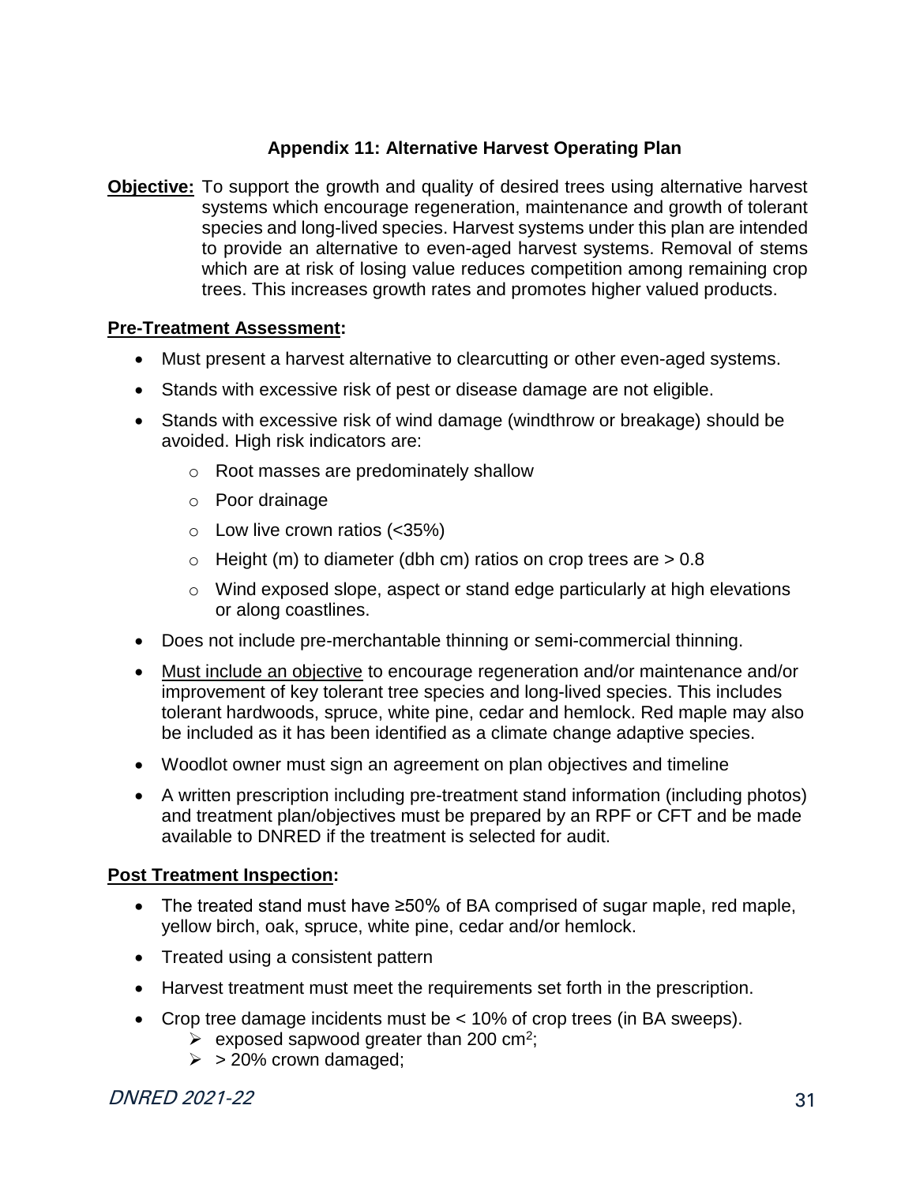## Appendix 11: Alternative Harvest Operating Plan

**Objective:** To support the growth and quality of desired trees using alternative harvest systems which encourage regeneration, maintenance and growth of tolerant species and long-lived species. Harvest systems under this plan are intended to provide an alternative to even-aged harvest systems. Removal of stems which are at risk of losing value reduces competition among remaining crop trees. This increases growth rates and promotes higher valued products.

**Pre-Treatment Assessment:**

- Must present a harvest alternative to clearcutting or other even-aged systems.
- Stands with excessive risk of pest or disease damage are not eligible.
- Stands with excessive risk of wind damage (windthrow or breakage) should be avoided. High risk indicators are:
  - Root masses are predominately shallow
  - Poor drainage
  - Low live crown ratios (<35%)
  - Height (m) to diameter (dbh cm) ratios on crop trees are > 0.8
  - Wind exposed slope, aspect or stand edge particularly at high elevations or along coastlines.
- Does not include pre-merchantable thinning or semi-commercial thinning.
- Must include an objective to encourage regeneration and/or maintenance and/or improvement of key tolerant tree species and long-lived species. This includes tolerant hardwoods, spruce, white pine, cedar and hemlock. Red maple may also be included as it has been identified as a climate change adaptive species.
- Woodlot owner must sign an agreement on plan objectives and timeline
- A written prescription including pre-treatment stand information (including photos) and treatment plan/objectives must be prepared by an RPF or CFT and be made available to DNRED if the treatment is selected for audit.

**Post Treatment Inspection:**

- The treated stand must have ≥50% of BA comprised of sugar maple, red maple, yellow birch, oak, spruce, white pine, cedar and/or hemlock.
- Treated using a consistent pattern
- Harvest treatment must meet the requirements set forth in the prescription.
- Crop tree damage incidents must be < 10% of crop trees (in BA sweeps).
  - exposed sapwood greater than 200 $cm^2$;
  - > 20% crown damaged;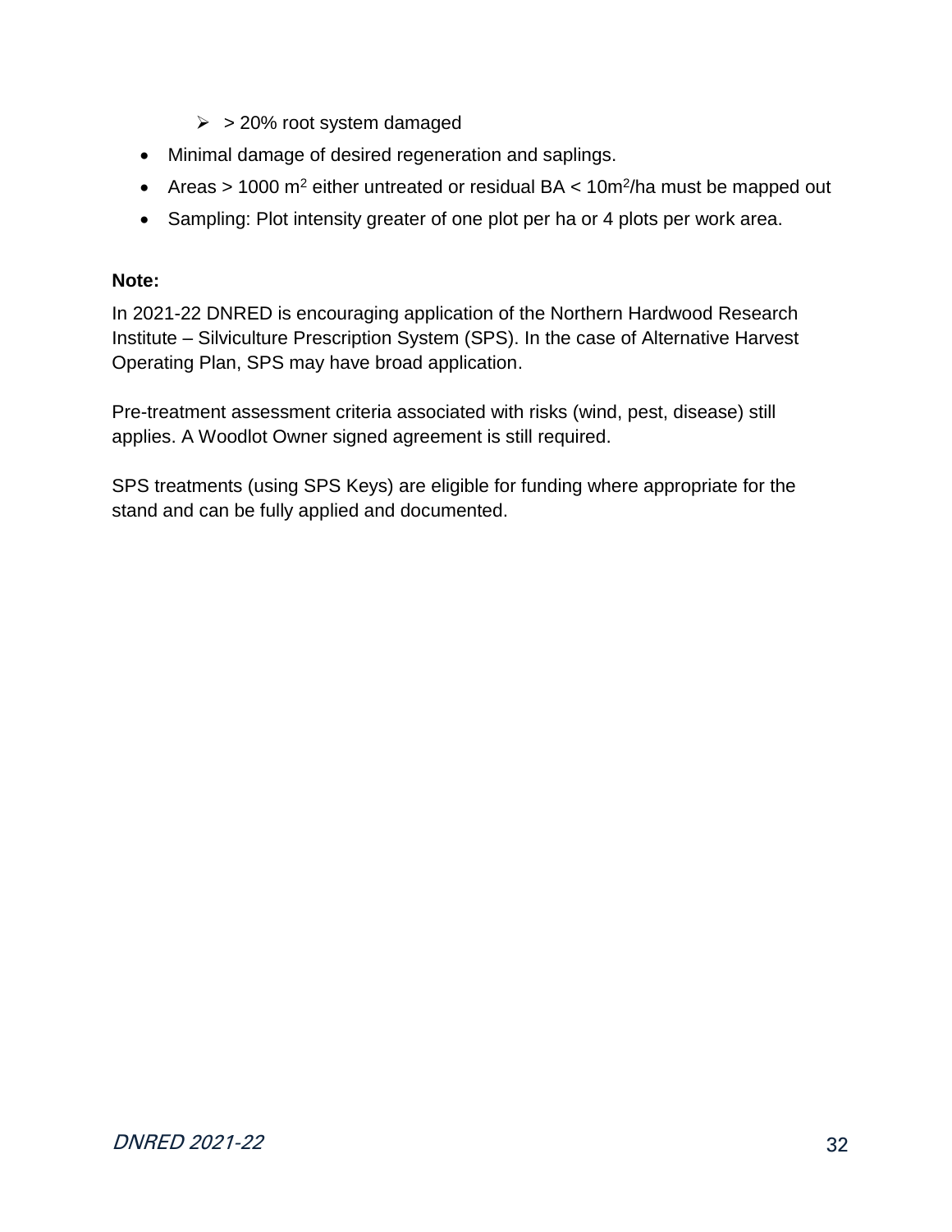- > 20% root system damaged
- Minimal damage of desired regeneration and saplings.
- Areas > 1000 $m^2$ either untreated or residual BA < $10m^2$/ha must be mapped out
- Sampling: Plot intensity greater of one plot per ha or 4 plots per work area.

**Note:**

In 2021-22 DNRED is encouraging application of the Northern Hardwood Research Institute – Silviculture Prescription System (SPS). In the case of Alternative Harvest Operating Plan, SPS may have broad application.

Pre-treatment assessment criteria associated with risks (wind, pest, disease) still applies. A Woodlot Owner signed agreement is still required.

SPS treatments (using SPS Keys) are eligible for funding where appropriate for the stand and can be fully applied and documented.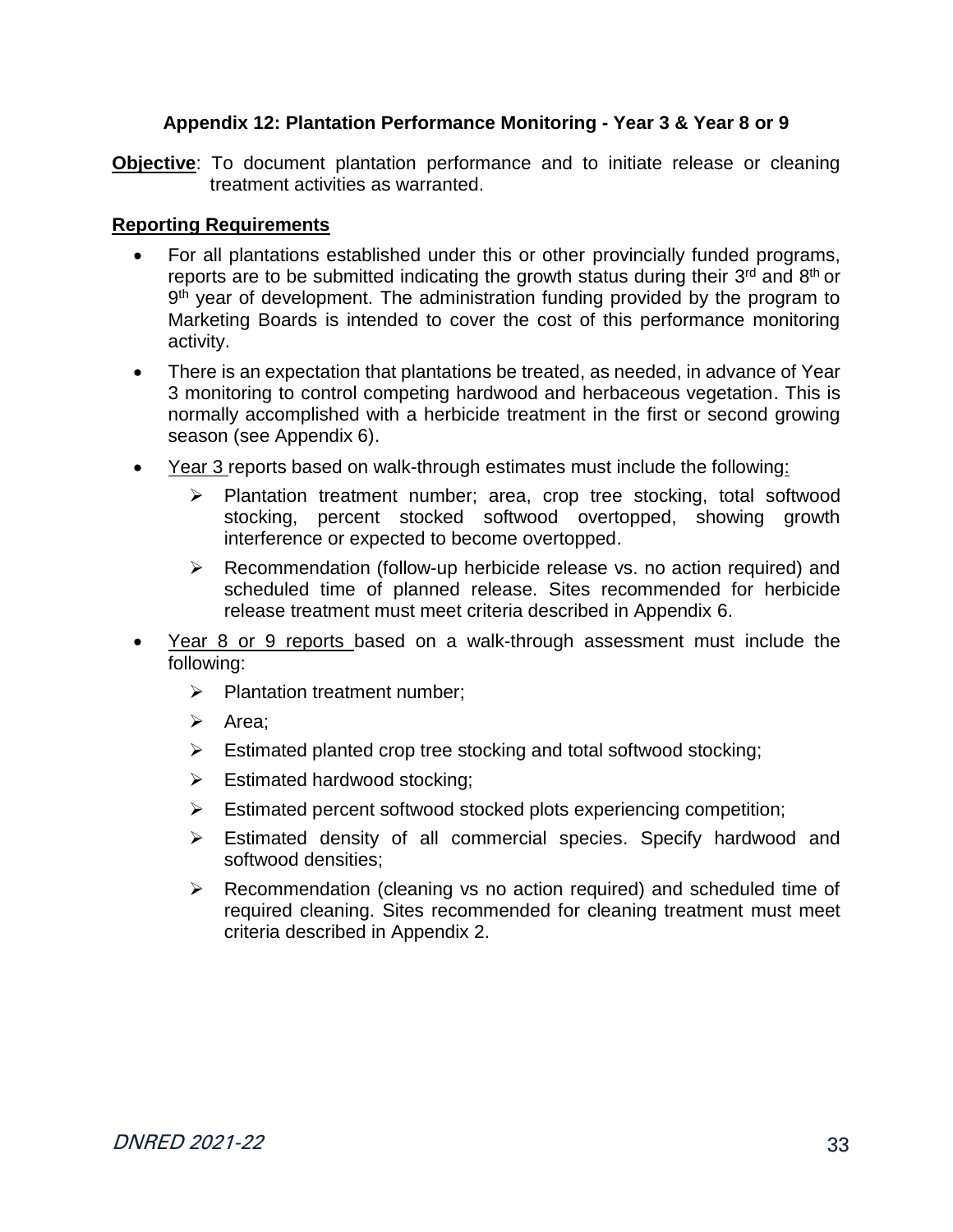## Appendix 12: Plantation Performance Monitoring - Year 3 & Year 8 or 9

**Objective**: To document plantation performance and to initiate release or cleaning treatment activities as warranted.

**Reporting Requirements**

- For all plantations established under this or other provincially funded programs, reports are to be submitted indicating the growth status during their 3rd and 8th or 9th year of development. The administration funding provided by the program to Marketing Boards is intended to cover the cost of this performance monitoring activity.
- There is an expectation that plantations be treated, as needed, in advance of Year 3 monitoring to control competing hardwood and herbaceous vegetation. This is normally accomplished with a herbicide treatment in the first or second growing season (see Appendix 6).
- Year 3 reports based on walk-through estimates must include the following:
  - Plantation treatment number; area, crop tree stocking, total softwood stocking, percent stocked softwood overtopped, showing growth interference or expected to become overtopped.
  - Recommendation (follow-up herbicide release vs. no action required) and scheduled time of planned release. Sites recommended for herbicide release treatment must meet criteria described in Appendix 6.
- Year 8 or 9 reports based on a walk-through assessment must include the following:
  - Plantation treatment number;
  - Area;
  - Estimated planted crop tree stocking and total softwood stocking;
  - Estimated hardwood stocking;
  - Estimated percent softwood stocked plots experiencing competition;
  - Estimated density of all commercial species. Specify hardwood and softwood densities;
  - Recommendation (cleaning vs no action required) and scheduled time of required cleaning. Sites recommended for cleaning treatment must meet criteria described in Appendix 2.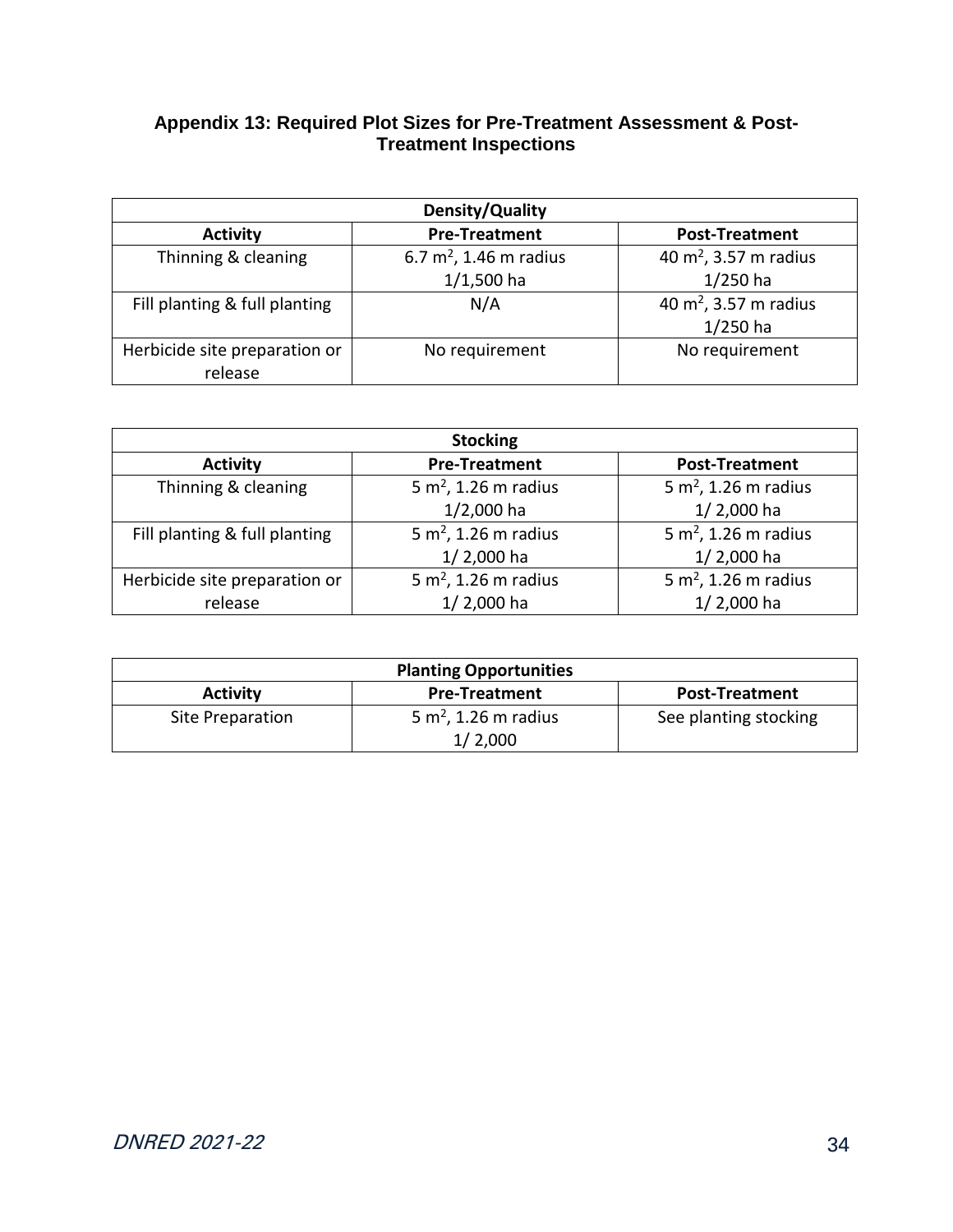## Appendix 13: Required Plot Sizes for Pre-Treatment Assessment & Post-Treatment Inspections

| Density/Quality | | |
|---|---|---|
| **Activity** | **Pre-Treatment** | **Post-Treatment** |
| Thinning & cleaning | 6.7 $m^2$, 1.46 m radius 1/1,500 ha | 40 $m^2$, 3.57 m radius 1/250 ha |
| Fill planting & full planting | N/A | 40 $m^2$, 3.57 m radius 1/250 ha |
| Herbicide site preparation or release | No requirement | No requirement |

| Stocking | | |
|---|---|---|
| **Activity** | **Pre-Treatment** | **Post-Treatment** |
| Thinning & cleaning | 5 $m^2$, 1.26 m radius 1/2,000 ha | 5 $m^2$, 1.26 m radius 1/ 2,000 ha |
| Fill planting & full planting | 5 $m^2$, 1.26 m radius 1/ 2,000 ha | 5 $m^2$, 1.26 m radius 1/ 2,000 ha |
| Herbicide site preparation or release | 5 $m^2$, 1.26 m radius 1/ 2,000 ha | 5 $m^2$, 1.26 m radius 1/ 2,000 ha |

| Planting Opportunities | | |
|---|---|---|
| **Activity** | **Pre-Treatment** | **Post-Treatment** |
| Site Preparation | 5 $m^2$, 1.26 m radius 1/ 2,000 | See planting stocking |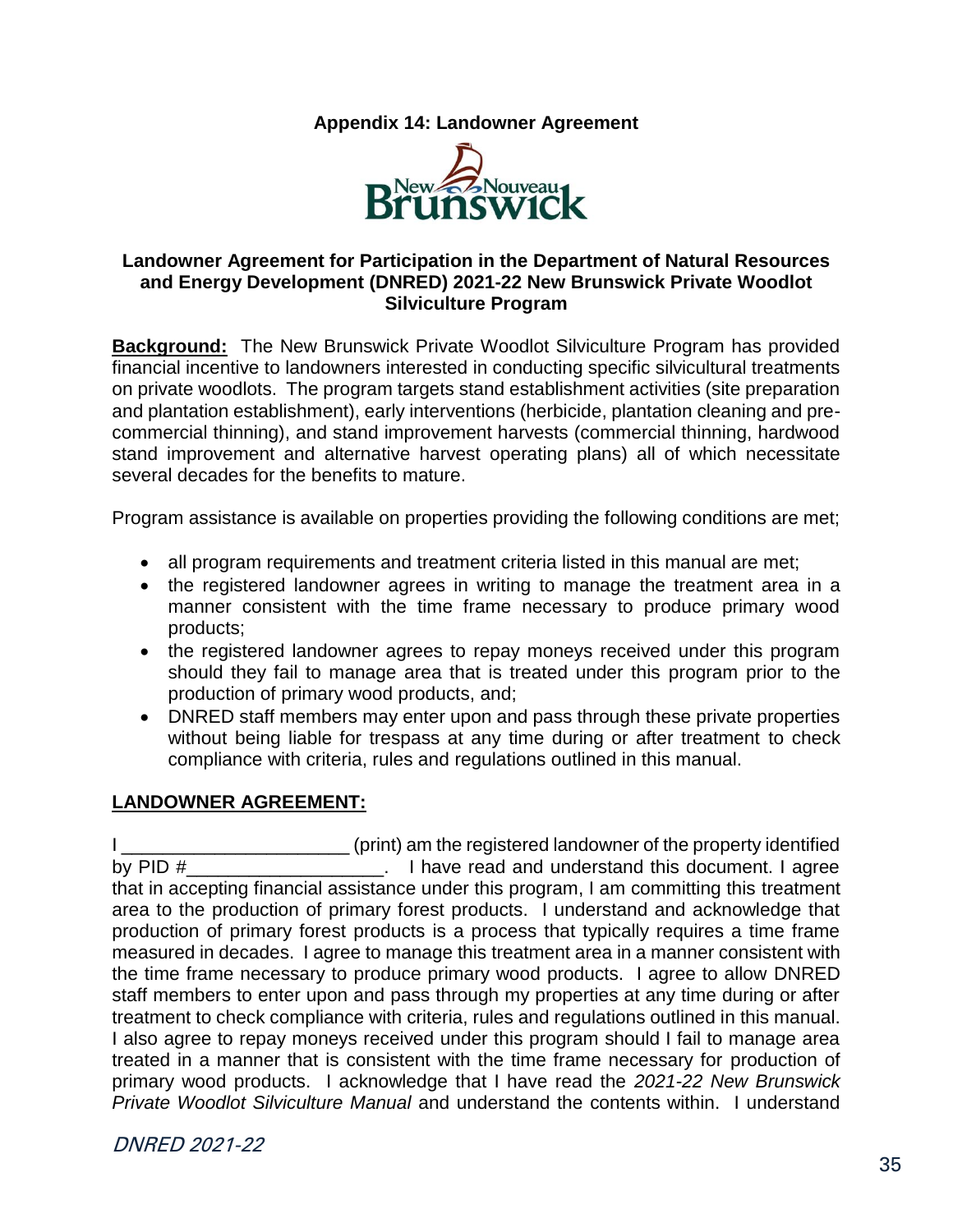**Appendix 14: Landowner Agreement**

**Landowner Agreement for Participation in the Department of Natural Resources and Energy Development (DNRED) 2021-22 New Brunswick Private Woodlot Silviculture Program**

**Background:** The New Brunswick Private Woodlot Silviculture Program has provided financial incentive to landowners interested in conducting specific silvicultural treatments on private woodlots. The program targets stand establishment activities (site preparation and plantation establishment), early interventions (herbicide, plantation cleaning and pre-commercial thinning), and stand improvement harvests (commercial thinning, hardwood stand improvement and alternative harvest operating plans) all of which necessitate several decades for the benefits to mature.

Program assistance is available on properties providing the following conditions are met;

- all program requirements and treatment criteria listed in this manual are met;
- the registered landowner agrees in writing to manage the treatment area in a manner consistent with the time frame necessary to produce primary wood products;
- the registered landowner agrees to repay moneys received under this program should they fail to manage area that is treated under this program prior to the production of primary wood products, and;
- DNRED staff members may enter upon and pass through these private properties without being liable for trespass at any time during or after treatment to check compliance with criteria, rules and regulations outlined in this manual.

**LANDOWNER AGREEMENT:**

I ______________________ (print) am the registered landowner of the property identified by PID #___________________. I have read and understand this document. I agree that in accepting financial assistance under this program, I am committing this treatment area to the production of primary forest products. I understand and acknowledge that production of primary forest products is a process that typically requires a time frame measured in decades. I agree to manage this treatment area in a manner consistent with the time frame necessary to produce primary wood products. I agree to allow DNRED staff members to enter upon and pass through my properties at any time during or after treatment to check compliance with criteria, rules and regulations outlined in this manual. I also agree to repay moneys received under this program should I fail to manage area treated in a manner that is consistent with the time frame necessary for production of primary wood products. I acknowledge that I have read the *2021-22 New Brunswick Private Woodlot Silviculture Manual* and understand the contents within. I understand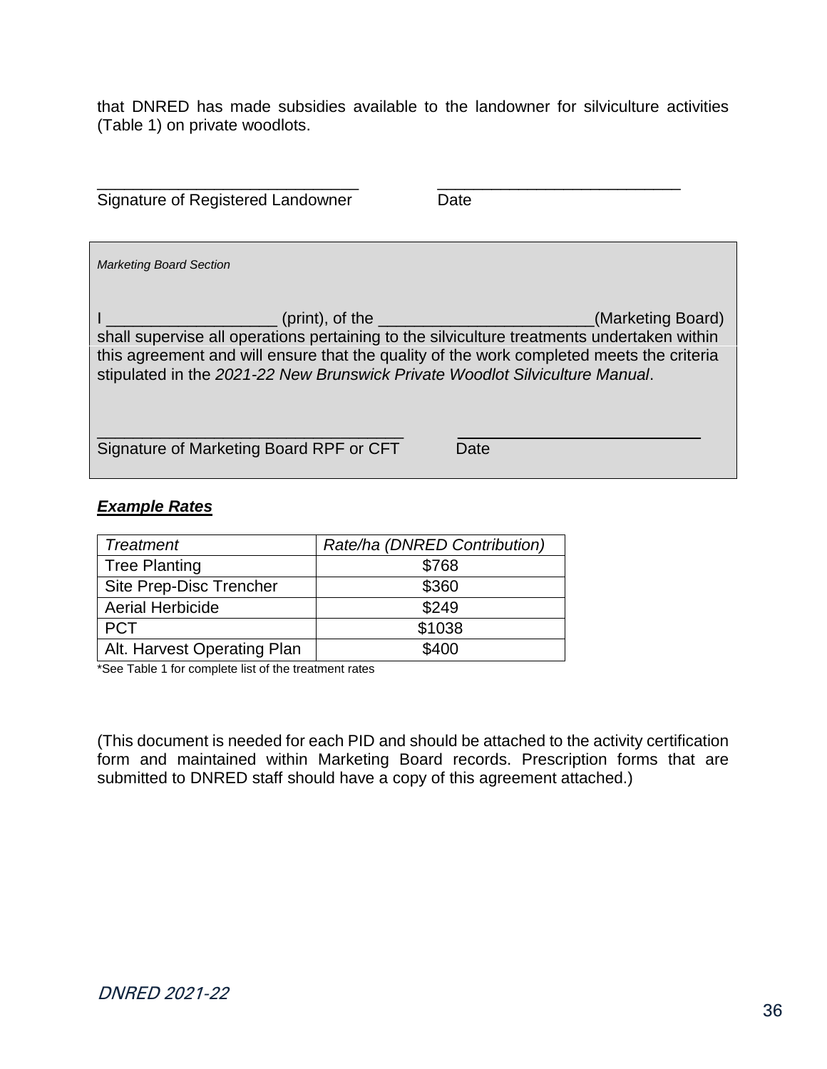that DNRED has made subsidies available to the landowner for silviculture activities (Table 1) on private woodlots.

_____________________________ ___________________________

Signature of Registered Landowner Date

*Marketing Board Section*

I ___________________ (print), of the ________________________(Marketing Board) shall supervise all operations pertaining to the silviculture treatments undertaken within this agreement and will ensure that the quality of the work completed meets the criteria stipulated in the *2021-22 New Brunswick Private Woodlot Silviculture Manual*.

__________________________________ ___________________________

Signature of Marketing Board RPF or CFT Date

***Example Rates***

| *Treatment* | *Rate/ha (DNRED Contribution)* |
|---|---|
| Tree Planting | $768 |
| Site Prep-Disc Trencher | $360 |
| Aerial Herbicide | $249 |
| PCT | $1038 |
| Alt. Harvest Operating Plan | $400 |

*See Table 1 for complete list of the treatment rates

(This document is needed for each PID and should be attached to the activity certification form and maintained within Marketing Board records. Prescription forms that are submitted to DNRED staff should have a copy of this agreement attached.)